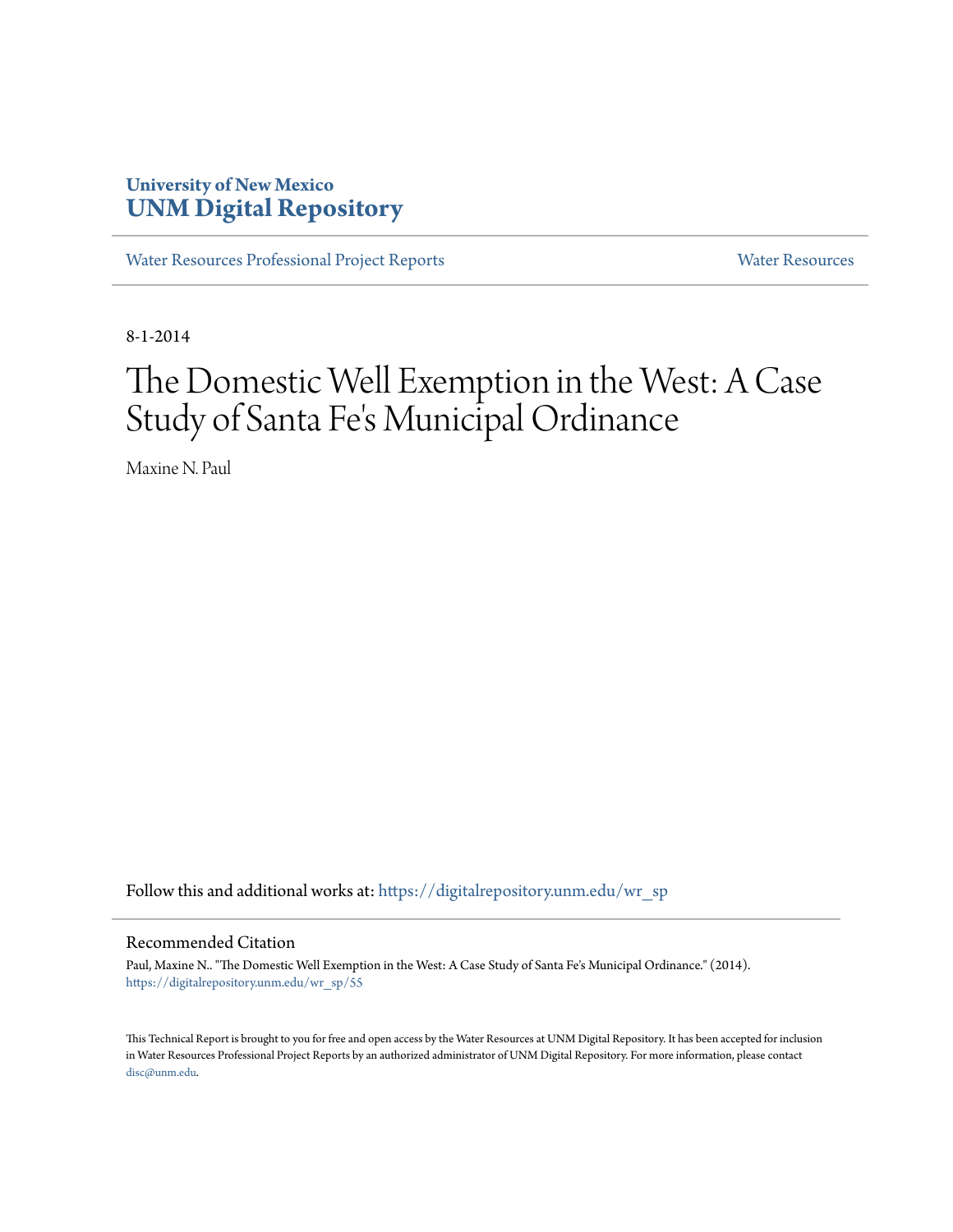University of New Mexico
**UNM Digital Repository**

Water Resources Professional Project Reports | Water Resources

8-1-2014

# The Domestic Well Exemption in the West: A Case Study of Santa Fe's Municipal Ordinance

Maxine N. Paul

Follow this and additional works at: https://digitalrepository.unm.edu/wr_sp

## Recommended Citation

Paul, Maxine N.. "The Domestic Well Exemption in the West: A Case Study of Santa Fe's Municipal Ordinance." (2014). https://digitalrepository.unm.edu/wr_sp/55

This Technical Report is brought to you for free and open access by the Water Resources at UNM Digital Repository. It has been accepted for inclusion in Water Resources Professional Project Reports by an authorized administrator of UNM Digital Repository. For more information, please contact disc@unm.edu.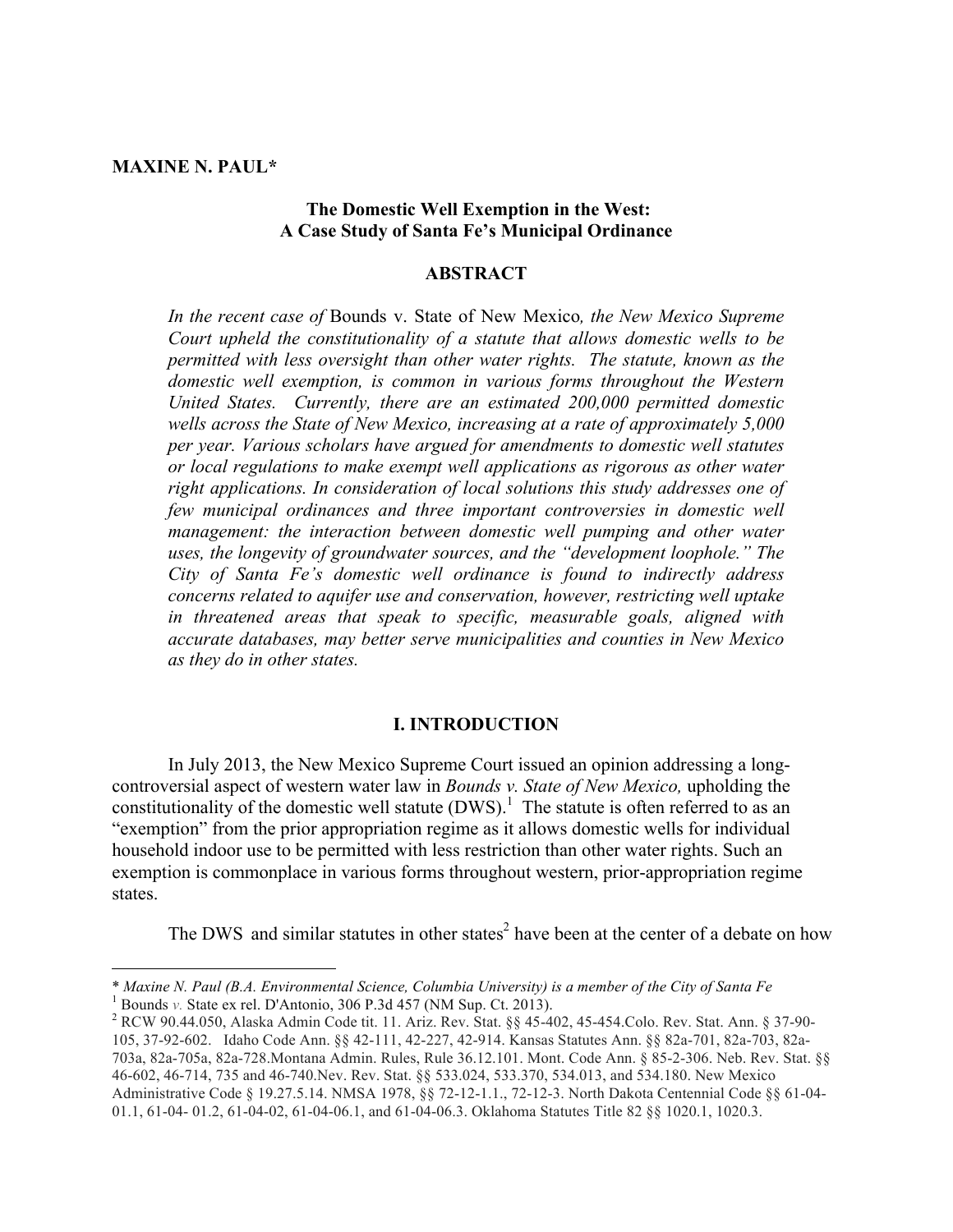**MAXINE N. PAUL***

## The Domestic Well Exemption in the West: A Case Study of Santa Fe's Municipal Ordinance

### ABSTRACT

*In the recent case of* Bounds v. State of New Mexico*, the New Mexico Supreme Court upheld the constitutionality of a statute that allows domestic wells to be permitted with less oversight than other water rights. The statute, known as the domestic well exemption, is common in various forms throughout the Western United States. Currently, there are an estimated 200,000 permitted domestic wells across the State of New Mexico, increasing at a rate of approximately 5,000 per year. Various scholars have argued for amendments to domestic well statutes or local regulations to make exempt well applications as rigorous as other water right applications. In consideration of local solutions this study addresses one of few municipal ordinances and three important controversies in domestic well management: the interaction between domestic well pumping and other water uses, the longevity of groundwater sources, and the "development loophole." The City of Santa Fe's domestic well ordinance is found to indirectly address concerns related to aquifer use and conservation, however, restricting well uptake in threatened areas that speak to specific, measurable goals, aligned with accurate databases, may better serve municipalities and counties in New Mexico as they do in other states.*

### I. INTRODUCTION

In July 2013, the New Mexico Supreme Court issued an opinion addressing a long-controversial aspect of western water law in *Bounds v. State of New Mexico,* upholding the constitutionality of the domestic well statute (DWS).[1] The statute is often referred to as an "exemption" from the prior appropriation regime as it allows domestic wells for individual household indoor use to be permitted with less restriction than other water rights. Such an exemption is commonplace in various forms throughout western, prior-appropriation regime states.

The DWS and similar statutes in other states[2] have been at the center of a debate on how

---

\* *Maxine N. Paul (B.A. Environmental Science, Columbia University) is a member of the City of Santa Fe*

[1] Bounds *v.* State ex rel. D'Antonio, 306 P.3d 457 (NM Sup. Ct. 2013).

[2] RCW 90.44.050, Alaska Admin Code tit. 11. Ariz. Rev. Stat. §§ 45-402, 45-454.Colo. Rev. Stat. Ann. § 37-90-105, 37-92-602. Idaho Code Ann. §§ 42-111, 42-227, 42-914. Kansas Statutes Ann. §§ 82a-701, 82a-703, 82a-703a, 82a-705a, 82a-728.Montana Admin. Rules, Rule 36.12.101. Mont. Code Ann. § 85-2-306. Neb. Rev. Stat. §§ 46-602, 46-714, 735 and 46-740.Nev. Rev. Stat. §§ 533.024, 533.370, 534.013, and 534.180. New Mexico Administrative Code § 19.27.5.14. NMSA 1978, §§ 72-12-1.1., 72-12-3. North Dakota Centennial Code §§ 61-04-01.1, 61-04- 01.2, 61-04-02, 61-04-06.1, and 61-04-06.3. Oklahoma Statutes Title 82 §§ 1020.1, 1020.3.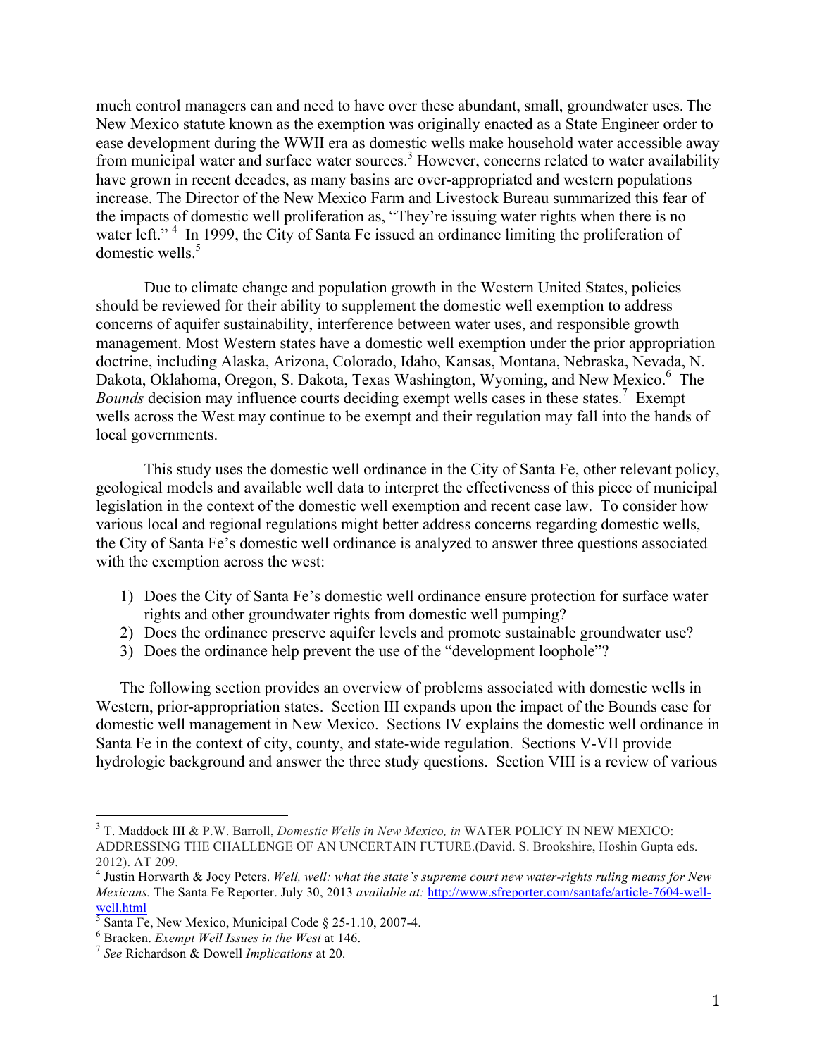much control managers can and need to have over these abundant, small, groundwater uses. The New Mexico statute known as the exemption was originally enacted as a State Engineer order to ease development during the WWII era as domestic wells make household water accessible away from municipal water and surface water sources.[3] However, concerns related to water availability have grown in recent decades, as many basins are over-appropriated and western populations increase. The Director of the New Mexico Farm and Livestock Bureau summarized this fear of the impacts of domestic well proliferation as, "They're issuing water rights when there is no water left." [4] In 1999, the City of Santa Fe issued an ordinance limiting the proliferation of domestic wells.[5]

Due to climate change and population growth in the Western United States, policies should be reviewed for their ability to supplement the domestic well exemption to address concerns of aquifer sustainability, interference between water uses, and responsible growth management. Most Western states have a domestic well exemption under the prior appropriation doctrine, including Alaska, Arizona, Colorado, Idaho, Kansas, Montana, Nebraska, Nevada, N. Dakota, Oklahoma, Oregon, S. Dakota, Texas Washington, Wyoming, and New Mexico.[6] The *Bounds* decision may influence courts deciding exempt wells cases in these states.[7] Exempt wells across the West may continue to be exempt and their regulation may fall into the hands of local governments.

This study uses the domestic well ordinance in the City of Santa Fe, other relevant policy, geological models and available well data to interpret the effectiveness of this piece of municipal legislation in the context of the domestic well exemption and recent case law. To consider how various local and regional regulations might better address concerns regarding domestic wells, the City of Santa Fe's domestic well ordinance is analyzed to answer three questions associated with the exemption across the west:

1) Does the City of Santa Fe's domestic well ordinance ensure protection for surface water rights and other groundwater rights from domestic well pumping?
2) Does the ordinance preserve aquifer levels and promote sustainable groundwater use?
3) Does the ordinance help prevent the use of the "development loophole"?

The following section provides an overview of problems associated with domestic wells in Western, prior-appropriation states. Section III expands upon the impact of the Bounds case for domestic well management in New Mexico. Sections IV explains the domestic well ordinance in Santa Fe in the context of city, county, and state-wide regulation. Sections V-VII provide hydrologic background and answer the three study questions. Section VIII is a review of various

---

[3] T. Maddock III & P.W. Barroll, *Domestic Wells in New Mexico, in* WATER POLICY IN NEW MEXICO: ADDRESSING THE CHALLENGE OF AN UNCERTAIN FUTURE.(David. S. Brookshire, Hoshin Gupta eds. 2012). AT 209.

[4] Justin Horwarth & Joey Peters. *Well, well: what the state's supreme court new water-rights ruling means for New Mexicans.* The Santa Fe Reporter. July 30, 2013 *available at:* http://www.sfreporter.com/santafe/article-7604-well-well.html

[5] Santa Fe, New Mexico, Municipal Code § 25-1.10, 2007-4.

[6] Bracken. *Exempt Well Issues in the West* at 146.

[7] *See* Richardson & Dowell *Implications* at 20.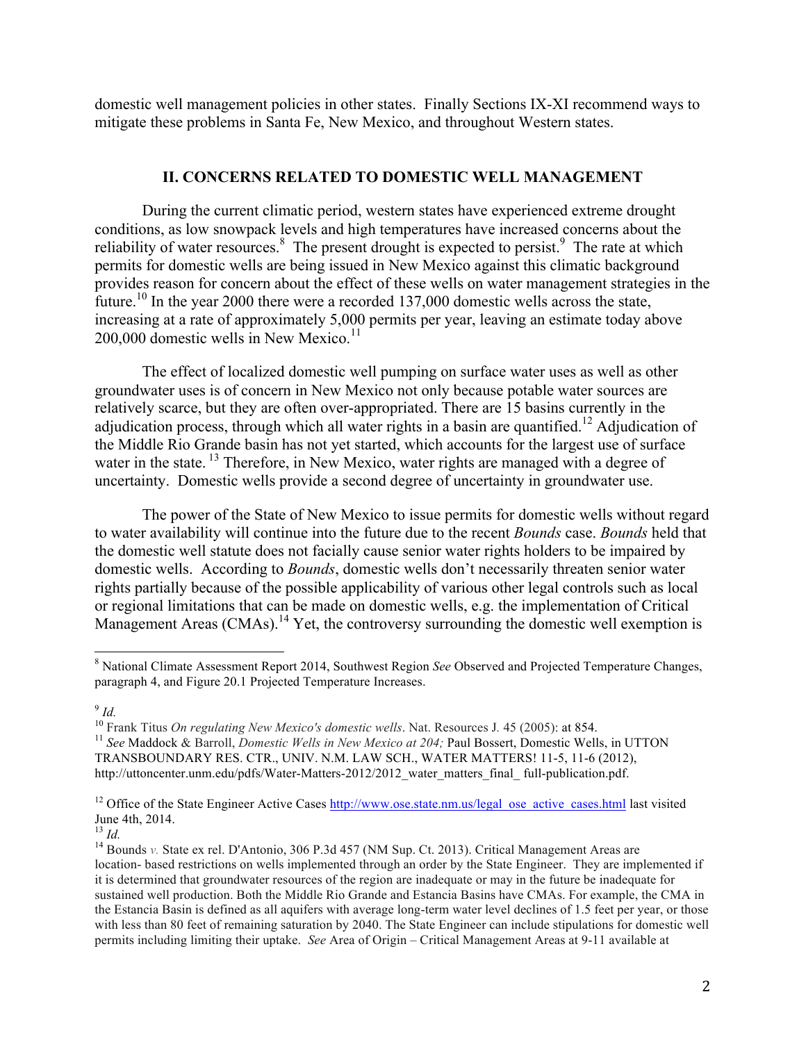domestic well management policies in other states. Finally Sections IX-XI recommend ways to mitigate these problems in Santa Fe, New Mexico, and throughout Western states.

## II. CONCERNS RELATED TO DOMESTIC WELL MANAGEMENT

During the current climatic period, western states have experienced extreme drought conditions, as low snowpack levels and high temperatures have increased concerns about the reliability of water resources.[8] The present drought is expected to persist.[9] The rate at which permits for domestic wells are being issued in New Mexico against this climatic background provides reason for concern about the effect of these wells on water management strategies in the future.[10] In the year 2000 there were a recorded 137,000 domestic wells across the state, increasing at a rate of approximately 5,000 permits per year, leaving an estimate today above 200,000 domestic wells in New Mexico.[11]

The effect of localized domestic well pumping on surface water uses as well as other groundwater uses is of concern in New Mexico not only because potable water sources are relatively scarce, but they are often over-appropriated. There are 15 basins currently in the adjudication process, through which all water rights in a basin are quantified.[12] Adjudication of the Middle Rio Grande basin has not yet started, which accounts for the largest use of surface water in the state.[13] Therefore, in New Mexico, water rights are managed with a degree of uncertainty. Domestic wells provide a second degree of uncertainty in groundwater use.

The power of the State of New Mexico to issue permits for domestic wells without regard to water availability will continue into the future due to the recent *Bounds* case. *Bounds* held that the domestic well statute does not facially cause senior water rights holders to be impaired by domestic wells. According to *Bounds*, domestic wells don't necessarily threaten senior water rights partially because of the possible applicability of various other legal controls such as local or regional limitations that can be made on domestic wells, e.g. the implementation of Critical Management Areas (CMAs).[14] Yet, the controversy surrounding the domestic well exemption is

---

[8] National Climate Assessment Report 2014, Southwest Region *See* Observed and Projected Temperature Changes, paragraph 4, and Figure 20.1 Projected Temperature Increases.

[9] *Id.*

[10] Frank Titus *On regulating New Mexico's domestic wells*. Nat. Resources J. 45 (2005): at 854.

[11] *See* Maddock & Barroll, *Domestic Wells in New Mexico at 204;* Paul Bossert, Domestic Wells, in UTTON TRANSBOUNDARY RES. CTR., UNIV. N.M. LAW SCH., WATER MATTERS! 11-5, 11-6 (2012), http://uttoncenter.unm.edu/pdfs/Water-Matters-2012/2012_water_matters_final_ full-publication.pdf.

[12] Office of the State Engineer Active Cases http://www.ose.state.nm.us/legal_ose_active_cases.html last visited June 4th, 2014.

[13] *Id.*

[14] Bounds *v.* State ex rel. D'Antonio, 306 P.3d 457 (NM Sup. Ct. 2013). Critical Management Areas are location- based restrictions on wells implemented through an order by the State Engineer. They are implemented if it is determined that groundwater resources of the region are inadequate or may in the future be inadequate for sustained well production. Both the Middle Rio Grande and Estancia Basins have CMAs. For example, the CMA in the Estancia Basin is defined as all aquifers with average long-term water level declines of 1.5 feet per year, or those with less than 80 feet of remaining saturation by 2040. The State Engineer can include stipulations for domestic well permits including limiting their uptake. *See* Area of Origin – Critical Management Areas at 9-11 available at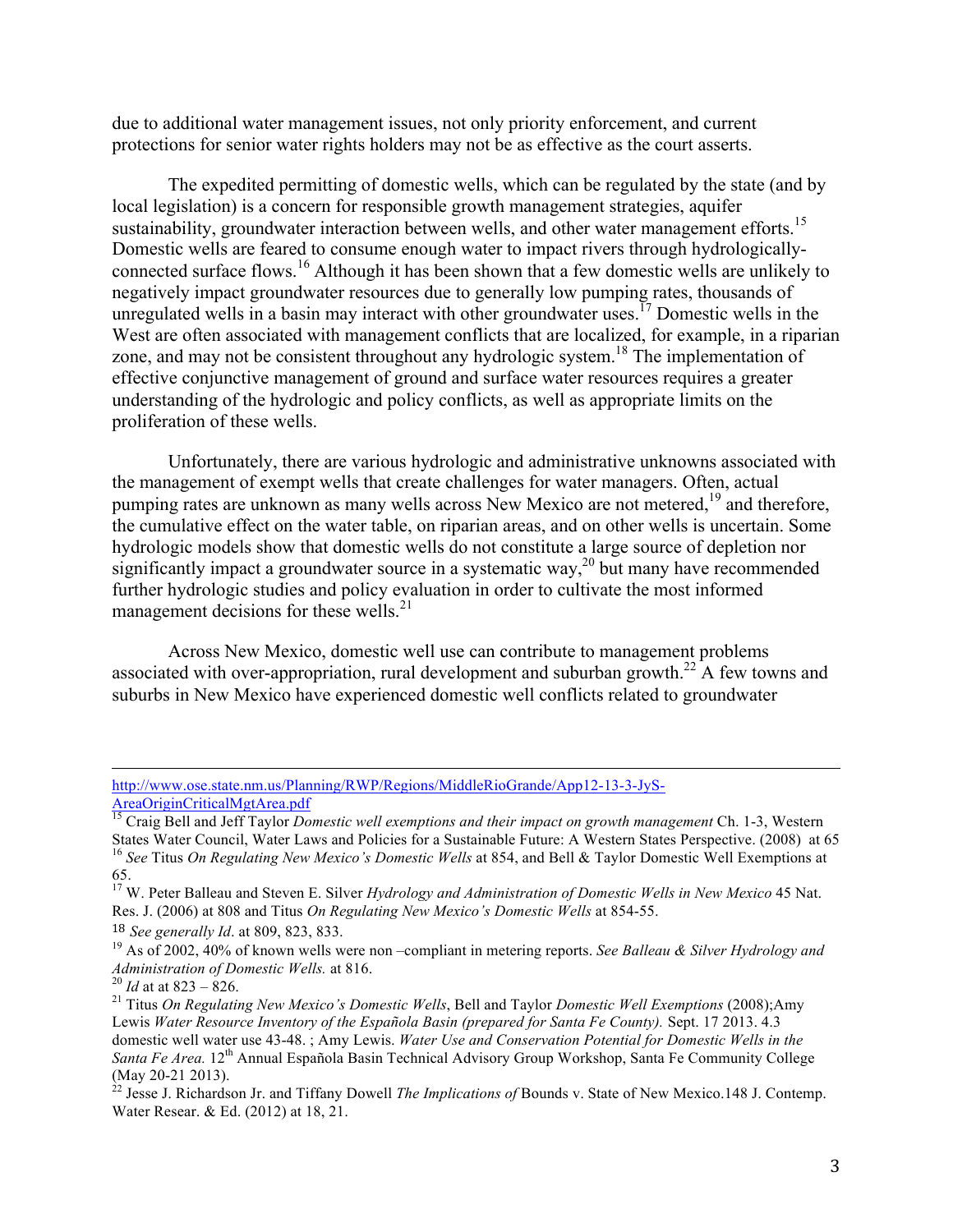due to additional water management issues, not only priority enforcement, and current protections for senior water rights holders may not be as effective as the court asserts.

The expedited permitting of domestic wells, which can be regulated by the state (and by local legislation) is a concern for responsible growth management strategies, aquifer sustainability, groundwater interaction between wells, and other water management efforts.[15] Domestic wells are feared to consume enough water to impact rivers through hydrologically-connected surface flows.[16] Although it has been shown that a few domestic wells are unlikely to negatively impact groundwater resources due to generally low pumping rates, thousands of unregulated wells in a basin may interact with other groundwater uses.[17] Domestic wells in the West are often associated with management conflicts that are localized, for example, in a riparian zone, and may not be consistent throughout any hydrologic system.[18] The implementation of effective conjunctive management of ground and surface water resources requires a greater understanding of the hydrologic and policy conflicts, as well as appropriate limits on the proliferation of these wells.

Unfortunately, there are various hydrologic and administrative unknowns associated with the management of exempt wells that create challenges for water managers. Often, actual pumping rates are unknown as many wells across New Mexico are not metered,[19] and therefore, the cumulative effect on the water table, on riparian areas, and on other wells is uncertain. Some hydrologic models show that domestic wells do not constitute a large source of depletion nor significantly impact a groundwater source in a systematic way,[20] but many have recommended further hydrologic studies and policy evaluation in order to cultivate the most informed management decisions for these wells.[21]

Across New Mexico, domestic well use can contribute to management problems associated with over-appropriation, rural development and suburban growth.[22] A few towns and suburbs in New Mexico have experienced domestic well conflicts related to groundwater

---

http://www.ose.state.nm.us/Planning/RWP/Regions/MiddleRioGrande/App12-13-3-JyS-AreaOriginCriticalMgtArea.pdf

[15] Craig Bell and Jeff Taylor *Domestic well exemptions and their impact on growth management* Ch. 1-3, Western States Water Council, Water Laws and Policies for a Sustainable Future: A Western States Perspective. (2008) at 65

[16] *See* Titus *On Regulating New Mexico's Domestic Wells* at 854, and Bell & Taylor Domestic Well Exemptions at 65.

[17] W. Peter Balleau and Steven E. Silver *Hydrology and Administration of Domestic Wells in New Mexico* 45 Nat. Res. J. (2006) at 808 and Titus *On Regulating New Mexico's Domestic Wells* at 854-55.

[18] *See generally Id*. at 809, 823, 833.

[19] As of 2002, 40% of known wells were non –compliant in metering reports. *See Balleau & Silver Hydrology and Administration of Domestic Wells.* at 816.

[20] *Id* at at 823 – 826.

[21] Titus *On Regulating New Mexico's Domestic Wells*, Bell and Taylor *Domestic Well Exemptions* (2008);Amy Lewis *Water Resource Inventory of the Española Basin (prepared for Santa Fe County).* Sept. 17 2013. 4.3 domestic well water use 43-48. ; Amy Lewis. *Water Use and Conservation Potential for Domestic Wells in the Santa Fe Area.* 12th Annual Española Basin Technical Advisory Group Workshop, Santa Fe Community College (May 20-21 2013).

[22] Jesse J. Richardson Jr. and Tiffany Dowell *The Implications of* Bounds v. State of New Mexico.148 J. Contemp. Water Resear. & Ed. (2012) at 18, 21.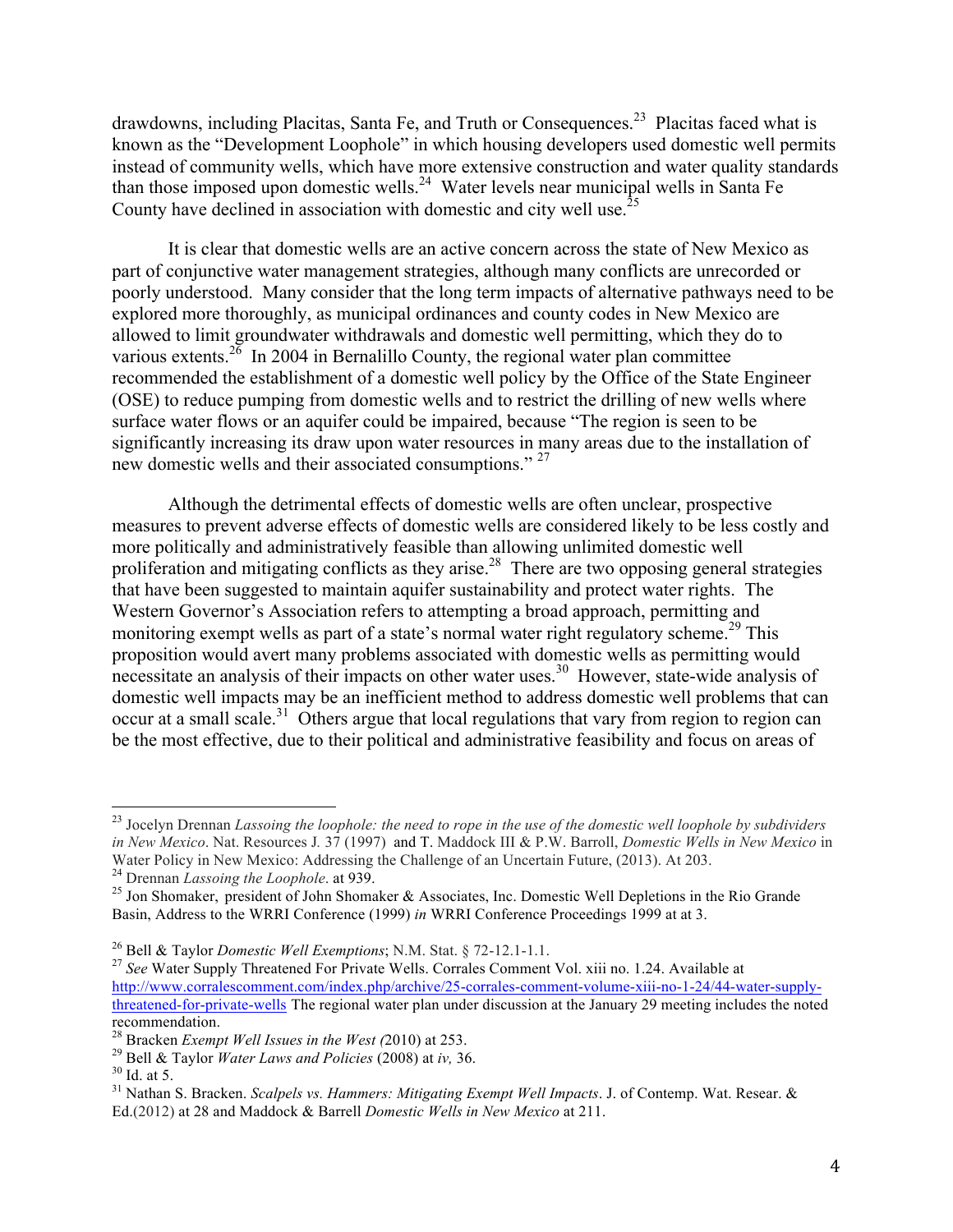drawdowns, including Placitas, Santa Fe, and Truth or Consequences.[23] Placitas faced what is known as the "Development Loophole" in which housing developers used domestic well permits instead of community wells, which have more extensive construction and water quality standards than those imposed upon domestic wells.[24] Water levels near municipal wells in Santa Fe County have declined in association with domestic and city well use.[25]

It is clear that domestic wells are an active concern across the state of New Mexico as part of conjunctive water management strategies, although many conflicts are unrecorded or poorly understood. Many consider that the long term impacts of alternative pathways need to be explored more thoroughly, as municipal ordinances and county codes in New Mexico are allowed to limit groundwater withdrawals and domestic well permitting, which they do to various extents.[26] In 2004 in Bernalillo County, the regional water plan committee recommended the establishment of a domestic well policy by the Office of the State Engineer (OSE) to reduce pumping from domestic wells and to restrict the drilling of new wells where surface water flows or an aquifer could be impaired, because "The region is seen to be significantly increasing its draw upon water resources in many areas due to the installation of new domestic wells and their associated consumptions." [27]

Although the detrimental effects of domestic wells are often unclear, prospective measures to prevent adverse effects of domestic wells are considered likely to be less costly and more politically and administratively feasible than allowing unlimited domestic well proliferation and mitigating conflicts as they arise.[28] There are two opposing general strategies that have been suggested to maintain aquifer sustainability and protect water rights. The Western Governor's Association refers to attempting a broad approach, permitting and monitoring exempt wells as part of a state's normal water right regulatory scheme.[29] This proposition would avert many problems associated with domestic wells as permitting would necessitate an analysis of their impacts on other water uses.[30] However, state-wide analysis of domestic well impacts may be an inefficient method to address domestic well problems that can occur at a small scale.[31] Others argue that local regulations that vary from region to region can be the most effective, due to their political and administrative feasibility and focus on areas of

---

[23] Jocelyn Drennan *Lassoing the loophole: the need to rope in the use of the domestic well loophole by subdividers in New Mexico*. Nat. Resources J. 37 (1997) and T. Maddock III & P.W. Barroll, *Domestic Wells in New Mexico* in Water Policy in New Mexico: Addressing the Challenge of an Uncertain Future, (2013). At 203.

[24] Drennan *Lassoing the Loophole*. at 939.

[25] Jon Shomaker, president of John Shomaker & Associates, Inc. Domestic Well Depletions in the Rio Grande Basin, Address to the WRRI Conference (1999) *in* WRRI Conference Proceedings 1999 at at 3.

[26] Bell & Taylor *Domestic Well Exemptions*; N.M. Stat. § 72-12.1-1.1.

[27] *See* Water Supply Threatened For Private Wells. Corrales Comment Vol. xiii no. 1.24. Available at http://www.corralescomment.com/index.php/archive/25-corrales-comment-volume-xiii-no-1-24/44-water-supply-threatened-for-private-wells The regional water plan under discussion at the January 29 meeting includes the noted recommendation.

[28] Bracken *Exempt Well Issues in the West (*2010) at 253.

[29] Bell & Taylor *Water Laws and Policies* (2008) at *iv,* 36.

[30] Id. at 5.

[31] Nathan S. Bracken. *Scalpels vs. Hammers: Mitigating Exempt Well Impacts*. J. of Contemp. Wat. Resear. & Ed.(2012) at 28 and Maddock & Barrell *Domestic Wells in New Mexico* at 211.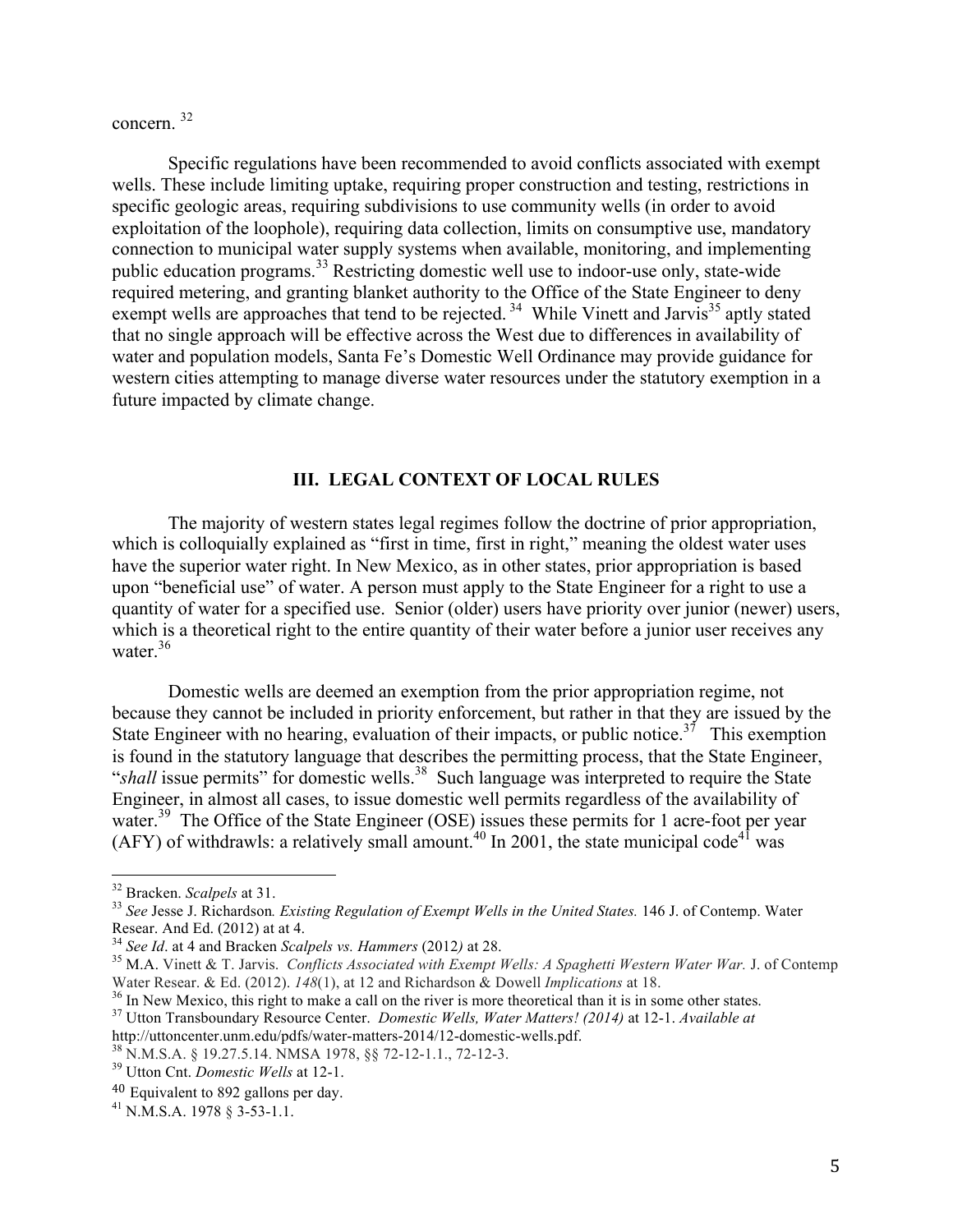concern. [32]

Specific regulations have been recommended to avoid conflicts associated with exempt wells. These include limiting uptake, requiring proper construction and testing, restrictions in specific geologic areas, requiring subdivisions to use community wells (in order to avoid exploitation of the loophole), requiring data collection, limits on consumptive use, mandatory connection to municipal water supply systems when available, monitoring, and implementing public education programs.[33] Restricting domestic well use to indoor-use only, state-wide required metering, and granting blanket authority to the Office of the State Engineer to deny exempt wells are approaches that tend to be rejected. [34] While Vinett and Jarvis[35] aptly stated that no single approach will be effective across the West due to differences in availability of water and population models, Santa Fe's Domestic Well Ordinance may provide guidance for western cities attempting to manage diverse water resources under the statutory exemption in a future impacted by climate change.

## III. LEGAL CONTEXT OF LOCAL RULES

The majority of western states legal regimes follow the doctrine of prior appropriation, which is colloquially explained as "first in time, first in right," meaning the oldest water uses have the superior water right. In New Mexico, as in other states, prior appropriation is based upon "beneficial use" of water. A person must apply to the State Engineer for a right to use a quantity of water for a specified use. Senior (older) users have priority over junior (newer) users, which is a theoretical right to the entire quantity of their water before a junior user receives any water.[36]

Domestic wells are deemed an exemption from the prior appropriation regime, not because they cannot be included in priority enforcement, but rather in that they are issued by the State Engineer with no hearing, evaluation of their impacts, or public notice.[37] This exemption is found in the statutory language that describes the permitting process, that the State Engineer, "*shall* issue permits" for domestic wells.[38] Such language was interpreted to require the State Engineer, in almost all cases, to issue domestic well permits regardless of the availability of water.[39] The Office of the State Engineer (OSE) issues these permits for 1 acre-foot per year (AFY) of withdrawls: a relatively small amount.[40] In 2001, the state municipal code[41] was

---

[32] Bracken. *Scalpels* at 31.

[33] *See* Jesse J. Richardson*. Existing Regulation of Exempt Wells in the United States.* 146 J. of Contemp. Water Resear. And Ed. (2012) at at 4.

[34] *See Id*. at 4 and Bracken *Scalpels vs. Hammers* (2012*)* at 28.

[35] M.A. Vinett & T. Jarvis. *Conflicts Associated with Exempt Wells: A Spaghetti Western Water War.* J. of Contemp Water Resear. & Ed. (2012). *148*(1), at 12 and Richardson & Dowell *Implications* at 18.

[36] In New Mexico, this right to make a call on the river is more theoretical than it is in some other states.

[37] Utton Transboundary Resource Center. *Domestic Wells, Water Matters! (2014)* at 12-1. *Available at* http://uttoncenter.unm.edu/pdfs/water-matters-2014/12-domestic-wells.pdf.

[38] N.M.S.A. § 19.27.5.14. NMSA 1978, §§ 72-12-1.1., 72-12-3.

[39] Utton Cnt. *Domestic Wells* at 12-1.

[40] Equivalent to 892 gallons per day.

[41] N.M.S.A. 1978 § 3-53-1.1.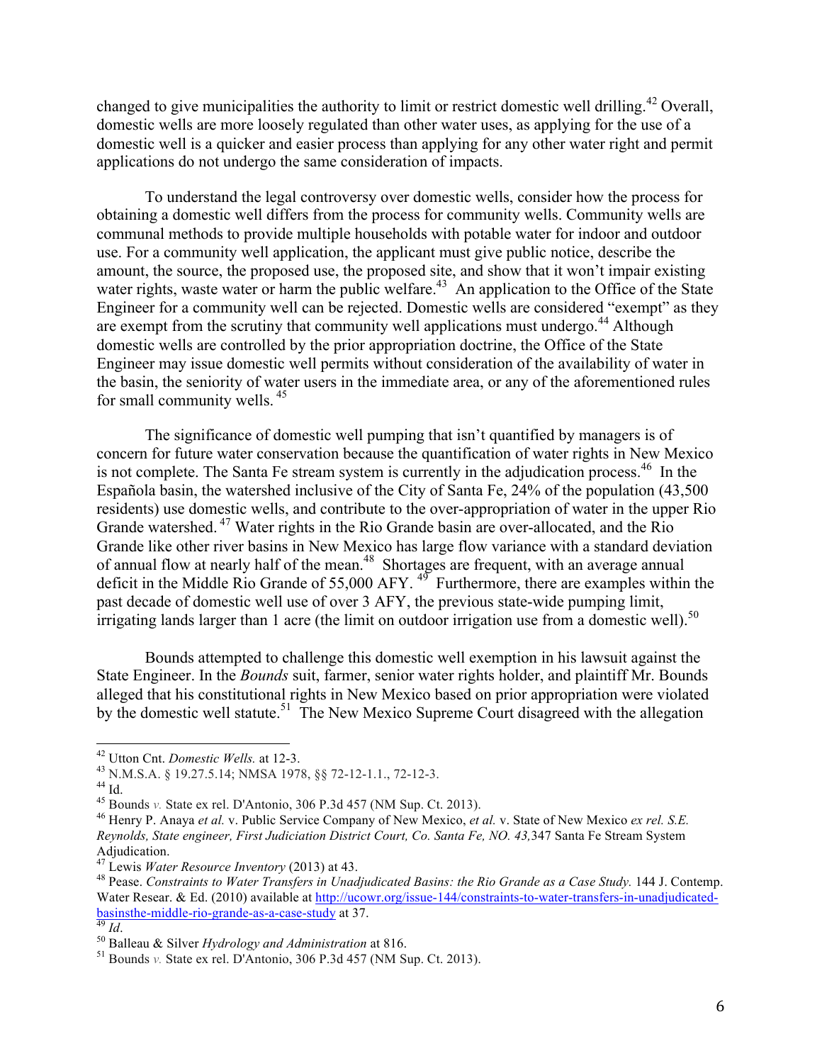changed to give municipalities the authority to limit or restrict domestic well drilling.[42] Overall, domestic wells are more loosely regulated than other water uses, as applying for the use of a domestic well is a quicker and easier process than applying for any other water right and permit applications do not undergo the same consideration of impacts.

To understand the legal controversy over domestic wells, consider how the process for obtaining a domestic well differs from the process for community wells. Community wells are communal methods to provide multiple households with potable water for indoor and outdoor use. For a community well application, the applicant must give public notice, describe the amount, the source, the proposed use, the proposed site, and show that it won't impair existing water rights, waste water or harm the public welfare.[43] An application to the Office of the State Engineer for a community well can be rejected. Domestic wells are considered "exempt" as they are exempt from the scrutiny that community well applications must undergo.[44] Although domestic wells are controlled by the prior appropriation doctrine, the Office of the State Engineer may issue domestic well permits without consideration of the availability of water in the basin, the seniority of water users in the immediate area, or any of the aforementioned rules for small community wells.[45]

The significance of domestic well pumping that isn't quantified by managers is of concern for future water conservation because the quantification of water rights in New Mexico is not complete. The Santa Fe stream system is currently in the adjudication process.[46] In the Española basin, the watershed inclusive of the City of Santa Fe, 24% of the population (43,500 residents) use domestic wells, and contribute to the over-appropriation of water in the upper Rio Grande watershed.[47] Water rights in the Rio Grande basin are over-allocated, and the Rio Grande like other river basins in New Mexico has large flow variance with a standard deviation of annual flow at nearly half of the mean.[48] Shortages are frequent, with an average annual deficit in the Middle Rio Grande of 55,000 AFY.[49] Furthermore, there are examples within the past decade of domestic well use of over 3 AFY, the previous state-wide pumping limit, irrigating lands larger than 1 acre (the limit on outdoor irrigation use from a domestic well).[50]

Bounds attempted to challenge this domestic well exemption in his lawsuit against the State Engineer. In the *Bounds* suit, farmer, senior water rights holder, and plaintiff Mr. Bounds alleged that his constitutional rights in New Mexico based on prior appropriation were violated by the domestic well statute.[51] The New Mexico Supreme Court disagreed with the allegation

---

[42] Utton Cnt. *Domestic Wells.* at 12-3.

[43] N.M.S.A. § 19.27.5.14; NMSA 1978, §§ 72-12-1.1., 72-12-3.

[44] Id.

[45] Bounds *v.* State ex rel. D'Antonio, 306 P.3d 457 (NM Sup. Ct. 2013).

[46] Henry P. Anaya *et al.* v. Public Service Company of New Mexico, *et al.* v. State of New Mexico *ex rel. S.E. Reynolds, State engineer, First Judiciation District Court, Co. Santa Fe, NO. 43,*347 Santa Fe Stream System Adjudication.

[47] Lewis *Water Resource Inventory* (2013) at 43.

[48] Pease. *Constraints to Water Transfers in Unadjudicated Basins: the Rio Grande as a Case Study.* 144 J. Contemp. Water Resear. & Ed. (2010) available at http://ucowr.org/issue-144/constraints-to-water-transfers-in-unadjudicated-basinsthe-middle-rio-grande-as-a-case-study at 37.

[49] *Id*.

[50] Balleau & Silver *Hydrology and Administration* at 816.

[51] Bounds *v.* State ex rel. D'Antonio, 306 P.3d 457 (NM Sup. Ct. 2013).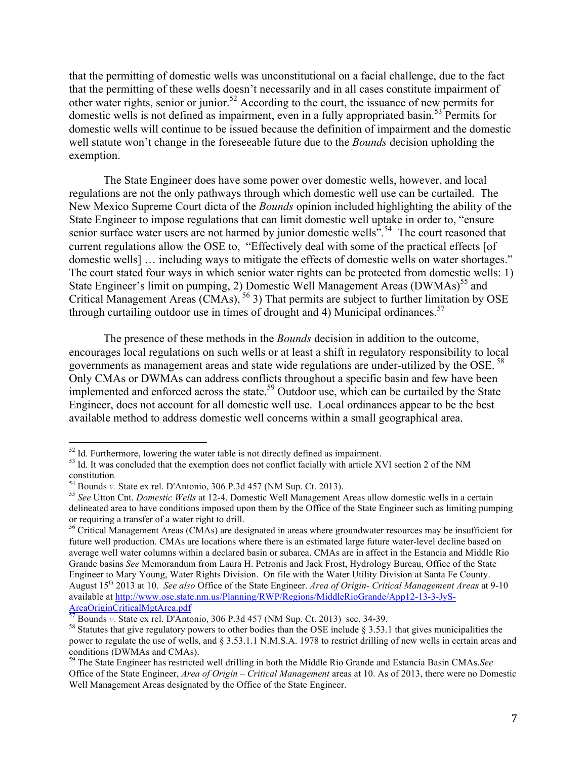that the permitting of domestic wells was unconstitutional on a facial challenge, due to the fact that the permitting of these wells doesn't necessarily and in all cases constitute impairment of other water rights, senior or junior.[52] According to the court, the issuance of new permits for domestic wells is not defined as impairment, even in a fully appropriated basin.[53] Permits for domestic wells will continue to be issued because the definition of impairment and the domestic well statute won't change in the foreseeable future due to the *Bounds* decision upholding the exemption.

The State Engineer does have some power over domestic wells, however, and local regulations are not the only pathways through which domestic well use can be curtailed. The New Mexico Supreme Court dicta of the *Bounds* opinion included highlighting the ability of the State Engineer to impose regulations that can limit domestic well uptake in order to, "ensure senior surface water users are not harmed by junior domestic wells".[54] The court reasoned that current regulations allow the OSE to, "Effectively deal with some of the practical effects [of domestic wells] … including ways to mitigate the effects of domestic wells on water shortages." The court stated four ways in which senior water rights can be protected from domestic wells: 1) State Engineer's limit on pumping, 2) Domestic Well Management Areas (DWMAs)[55] and Critical Management Areas (CMAs), [56] 3) That permits are subject to further limitation by OSE through curtailing outdoor use in times of drought and 4) Municipal ordinances.[57]

The presence of these methods in the *Bounds* decision in addition to the outcome, encourages local regulations on such wells or at least a shift in regulatory responsibility to local governments as management areas and state wide regulations are under-utilized by the OSE. [58] Only CMAs or DWMAs can address conflicts throughout a specific basin and few have been implemented and enforced across the state.[59] Outdoor use, which can be curtailed by the State Engineer, does not account for all domestic well use. Local ordinances appear to be the best available method to address domestic well concerns within a small geographical area.

---

[52] Id. Furthermore, lowering the water table is not directly defined as impairment.

[53] Id. It was concluded that the exemption does not conflict facially with article XVI section 2 of the NM constitution.

[54] Bounds *v.* State ex rel. D'Antonio, 306 P.3d 457 (NM Sup. Ct. 2013).

[55] *See* Utton Cnt. *Domestic Wells* at 12-4. Domestic Well Management Areas allow domestic wells in a certain delineated area to have conditions imposed upon them by the Office of the State Engineer such as limiting pumping or requiring a transfer of a water right to drill.

[56] Critical Management Areas (CMAs) are designated in areas where groundwater resources may be insufficient for future well production. CMAs are locations where there is an estimated large future water-level decline based on average well water columns within a declared basin or subarea. CMAs are in affect in the Estancia and Middle Rio Grande basins *See* Memorandum from Laura H. Petronis and Jack Frost, Hydrology Bureau, Office of the State Engineer to Mary Young, Water Rights Division. On file with the Water Utility Division at Santa Fe County. August 15th 2013 at 10. *See also* Office of the State Engineer. *Area of Origin- Critical Management Areas* at 9-10 available at http://www.ose.state.nm.us/Planning/RWP/Regions/MiddleRioGrande/App12-13-3-JyS-AreaOriginCriticalMgtArea.pdf

[57] Bounds *v.* State ex rel. D'Antonio, 306 P.3d 457 (NM Sup. Ct. 2013) sec. 34-39.

[58] Statutes that give regulatory powers to other bodies than the OSE include § 3.53.1 that gives municipalities the power to regulate the use of wells, and § 3.53.1.1 N.M.S.A. 1978 to restrict drilling of new wells in certain areas and conditions (DWMAs and CMAs).

[59] The State Engineer has restricted well drilling in both the Middle Rio Grande and Estancia Basin CMAs.*See* Office of the State Engineer, *Area of Origin – Critical Management* areas at 10. As of 2013, there were no Domestic Well Management Areas designated by the Office of the State Engineer.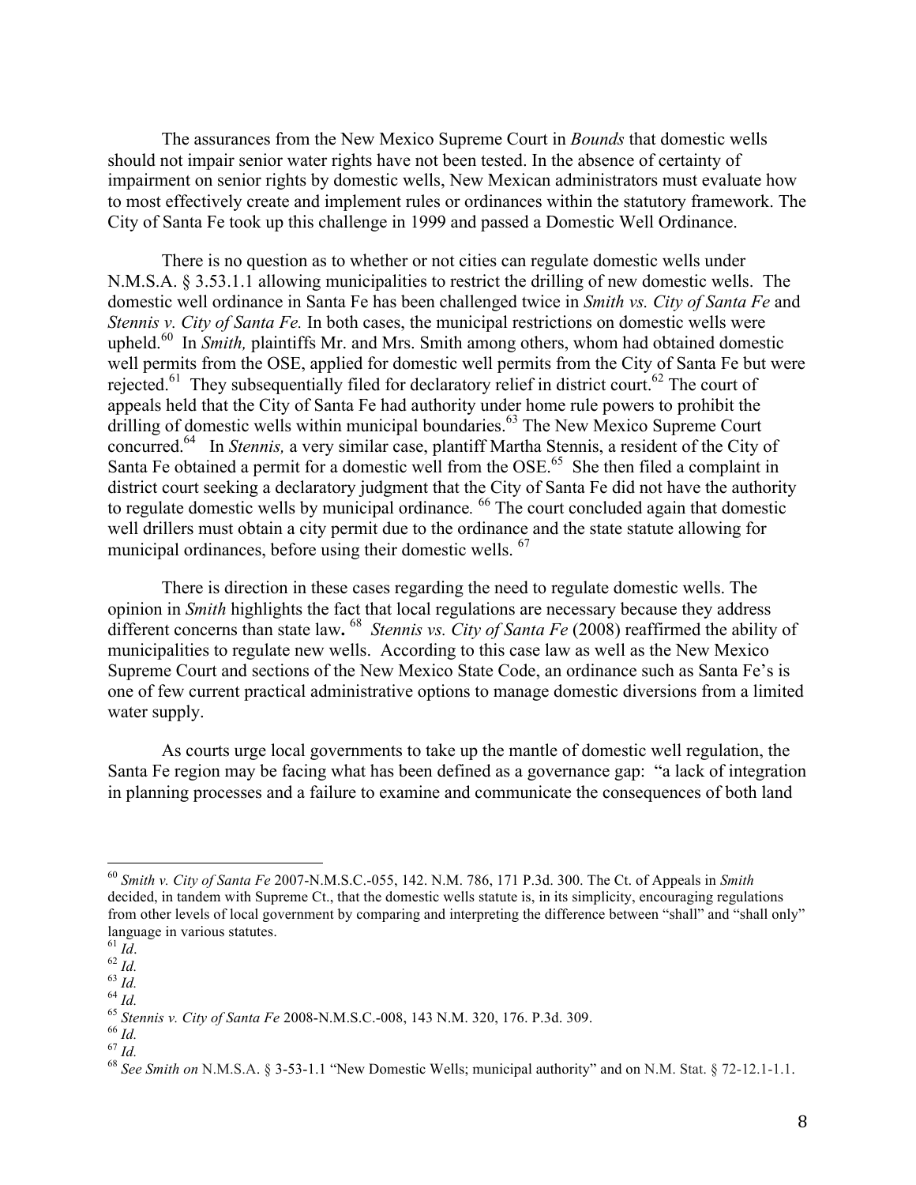The assurances from the New Mexico Supreme Court in *Bounds* that domestic wells should not impair senior water rights have not been tested. In the absence of certainty of impairment on senior rights by domestic wells, New Mexican administrators must evaluate how to most effectively create and implement rules or ordinances within the statutory framework. The City of Santa Fe took up this challenge in 1999 and passed a Domestic Well Ordinance.

There is no question as to whether or not cities can regulate domestic wells under N.M.S.A. § 3.53.1.1 allowing municipalities to restrict the drilling of new domestic wells. The domestic well ordinance in Santa Fe has been challenged twice in *Smith vs. City of Santa Fe* and *Stennis v. City of Santa Fe.* In both cases, the municipal restrictions on domestic wells were upheld.[60] In *Smith,* plaintiffs Mr. and Mrs. Smith among others, whom had obtained domestic well permits from the OSE, applied for domestic well permits from the City of Santa Fe but were rejected.[61] They subsequentially filed for declaratory relief in district court.[62] The court of appeals held that the City of Santa Fe had authority under home rule powers to prohibit the drilling of domestic wells within municipal boundaries.[63] The New Mexico Supreme Court concurred.[64] In *Stennis,* a very similar case, plantiff Martha Stennis, a resident of the City of Santa Fe obtained a permit for a domestic well from the OSE.[65] She then filed a complaint in district court seeking a declaratory judgment that the City of Santa Fe did not have the authority to regulate domestic wells by municipal ordinance*.* [66] The court concluded again that domestic well drillers must obtain a city permit due to the ordinance and the state statute allowing for municipal ordinances, before using their domestic wells. [67]

There is direction in these cases regarding the need to regulate domestic wells. The opinion in *Smith* highlights the fact that local regulations are necessary because they address different concerns than state law**.** [68] *Stennis vs. City of Santa Fe* (2008) reaffirmed the ability of municipalities to regulate new wells. According to this case law as well as the New Mexico Supreme Court and sections of the New Mexico State Code, an ordinance such as Santa Fe's is one of few current practical administrative options to manage domestic diversions from a limited water supply.

As courts urge local governments to take up the mantle of domestic well regulation, the Santa Fe region may be facing what has been defined as a governance gap: "a lack of integration in planning processes and a failure to examine and communicate the consequences of both land

---

[60] *Smith v. City of Santa Fe* 2007-N.M.S.C.-055, 142. N.M. 786, 171 P.3d. 300. The Ct. of Appeals in *Smith* decided, in tandem with Supreme Ct., that the domestic wells statute is, in its simplicity, encouraging regulations from other levels of local government by comparing and interpreting the difference between "shall" and "shall only" language in various statutes.

[61] *Id*.

[62] *Id.*

[63] *Id.*

[64] *Id.*

[65] *Stennis v. City of Santa Fe* 2008-N.M.S.C.-008, 143 N.M. 320, 176. P.3d. 309.

[66] *Id.*

[67] *Id.*

[68] *See Smith on* N.M.S.A. § 3-53-1.1 "New Domestic Wells; municipal authority" and on N.M. Stat. § 72-12.1-1.1.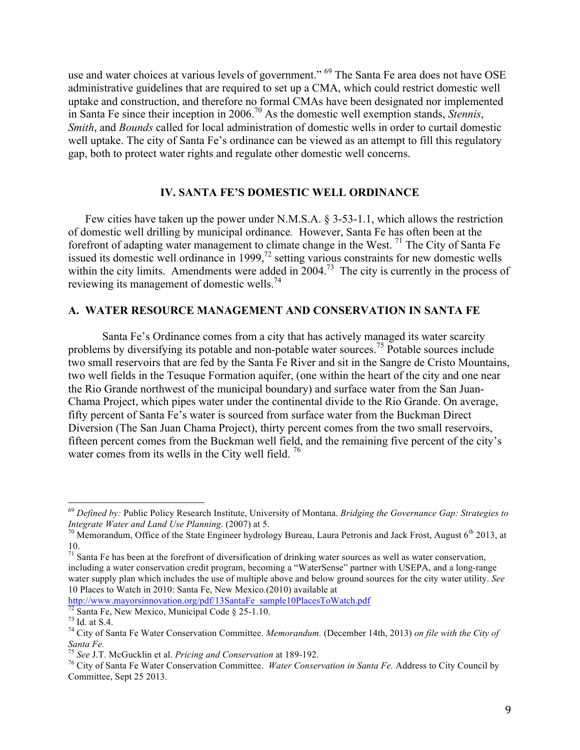use and water choices at various levels of government." [69] The Santa Fe area does not have OSE administrative guidelines that are required to set up a CMA, which could restrict domestic well uptake and construction, and therefore no formal CMAs have been designated nor implemented in Santa Fe since their inception in 2006.[70] As the domestic well exemption stands, *Stennis*, *Smith*, and *Bounds* called for local administration of domestic wells in order to curtail domestic well uptake. The city of Santa Fe's ordinance can be viewed as an attempt to fill this regulatory gap, both to protect water rights and regulate other domestic well concerns.

## IV. SANTA FE'S DOMESTIC WELL ORDINANCE

Few cities have taken up the power under N.M.S.A. § 3-53-1.1, which allows the restriction of domestic well drilling by municipal ordinance. However, Santa Fe has often been at the forefront of adapting water management to climate change in the West. [71] The City of Santa Fe issued its domestic well ordinance in 1999,[72] setting various constraints for new domestic wells within the city limits. Amendments were added in 2004.[73] The city is currently in the process of reviewing its management of domestic wells.[74]

### A. WATER RESOURCE MANAGEMENT AND CONSERVATION IN SANTA FE

Santa Fe's Ordinance comes from a city that has actively managed its water scarcity problems by diversifying its potable and non-potable water sources.[75] Potable sources include two small reservoirs that are fed by the Santa Fe River and sit in the Sangre de Cristo Mountains, two well fields in the Tesuque Formation aquifer, (one within the heart of the city and one near the Rio Grande northwest of the municipal boundary) and surface water from the San Juan-Chama Project, which pipes water under the continental divide to the Rio Grande. On average, fifty percent of Santa Fe's water is sourced from surface water from the Buckman Direct Diversion (The San Juan Chama Project), thirty percent comes from the two small reservoirs, fifteen percent comes from the Buckman well field, and the remaining five percent of the city's water comes from its wells in the City well field. [76]

---

[69] *Defined by:* Public Policy Research Institute, University of Montana. *Bridging the Governance Gap: Strategies to Integrate Water and Land Use Planning*. (2007) at 5.

[70] Memorandum, Office of the State Engineer hydrology Bureau, Laura Petronis and Jack Frost, August 6th 2013, at 10.

[71] Santa Fe has been at the forefront of diversification of drinking water sources as well as water conservation, including a water conservation credit program, becoming a "WaterSense" partner with USEPA, and a long-range water supply plan which includes the use of multiple above and below ground sources for the city water utility. *See* 10 Places to Watch in 2010: Santa Fe, New Mexico.(2010) available at http://www.mayorsinnovation.org/pdf/13SantaFe_sample10PlacesToWatch.pdf

[72] Santa Fe, New Mexico, Municipal Code § 25-1.10.

[73] Id. at S.4.

[74] City of Santa Fe Water Conservation Committee. *Memorandum.* (December 14th, 2013) *on file with the City of Santa Fe.*

[75] *See* J.T. McGucklin et al. *Pricing and Conservation* at 189-192.

[76] City of Santa Fe Water Conservation Committee. *Water Conservation in Santa Fe.* Address to City Council by Committee, Sept 25 2013.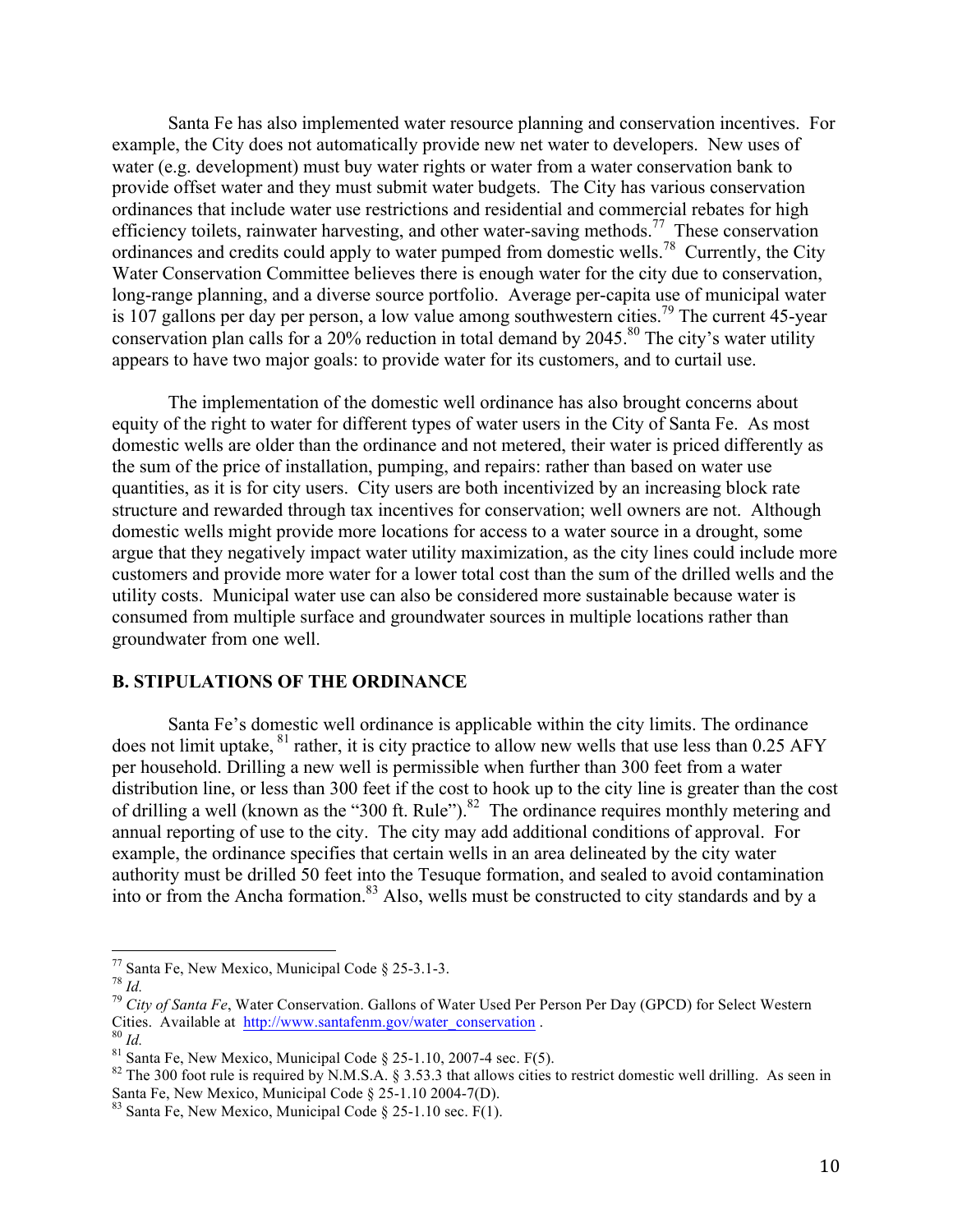Santa Fe has also implemented water resource planning and conservation incentives. For example, the City does not automatically provide new net water to developers. New uses of water (e.g. development) must buy water rights or water from a water conservation bank to provide offset water and they must submit water budgets. The City has various conservation ordinances that include water use restrictions and residential and commercial rebates for high efficiency toilets, rainwater harvesting, and other water-saving methods.[77] These conservation ordinances and credits could apply to water pumped from domestic wells.[78] Currently, the City Water Conservation Committee believes there is enough water for the city due to conservation, long-range planning, and a diverse source portfolio. Average per-capita use of municipal water is 107 gallons per day per person, a low value among southwestern cities.[79] The current 45-year conservation plan calls for a 20% reduction in total demand by 2045.[80] The city's water utility appears to have two major goals: to provide water for its customers, and to curtail use.

The implementation of the domestic well ordinance has also brought concerns about equity of the right to water for different types of water users in the City of Santa Fe. As most domestic wells are older than the ordinance and not metered, their water is priced differently as the sum of the price of installation, pumping, and repairs: rather than based on water use quantities, as it is for city users. City users are both incentivized by an increasing block rate structure and rewarded through tax incentives for conservation; well owners are not. Although domestic wells might provide more locations for access to a water source in a drought, some argue that they negatively impact water utility maximization, as the city lines could include more customers and provide more water for a lower total cost than the sum of the drilled wells and the utility costs. Municipal water use can also be considered more sustainable because water is consumed from multiple surface and groundwater sources in multiple locations rather than groundwater from one well.

## B. STIPULATIONS OF THE ORDINANCE

Santa Fe's domestic well ordinance is applicable within the city limits. The ordinance does not limit uptake,[81] rather, it is city practice to allow new wells that use less than 0.25 AFY per household. Drilling a new well is permissible when further than 300 feet from a water distribution line, or less than 300 feet if the cost to hook up to the city line is greater than the cost of drilling a well (known as the "300 ft. Rule").[82] The ordinance requires monthly metering and annual reporting of use to the city. The city may add additional conditions of approval. For example, the ordinance specifies that certain wells in an area delineated by the city water authority must be drilled 50 feet into the Tesuque formation, and sealed to avoid contamination into or from the Ancha formation.[83] Also, wells must be constructed to city standards and by a

---

[77] Santa Fe, New Mexico, Municipal Code § 25-3.1-3.

[78] *Id.*

[79] *City of Santa Fe*, Water Conservation. Gallons of Water Used Per Person Per Day (GPCD) for Select Western Cities. Available at http://www.santafenm.gov/water_conservation .

[80] *Id.*

[81] Santa Fe, New Mexico, Municipal Code § 25-1.10, 2007-4 sec. F(5).

[82] The 300 foot rule is required by N.M.S.A. § 3.53.3 that allows cities to restrict domestic well drilling. As seen in Santa Fe, New Mexico, Municipal Code § 25-1.10 2004-7(D).

[83] Santa Fe, New Mexico, Municipal Code § 25-1.10 sec. F(1).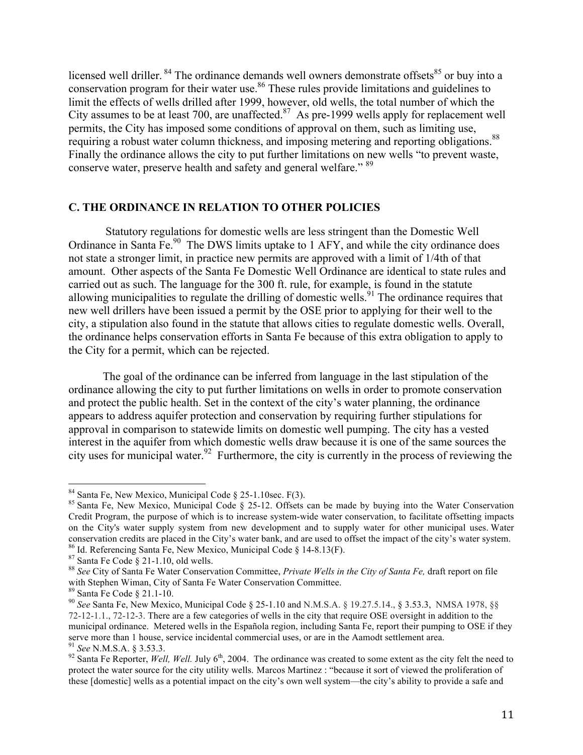licensed well driller.[84] The ordinance demands well owners demonstrate offsets[85] or buy into a conservation program for their water use.[86] These rules provide limitations and guidelines to limit the effects of wells drilled after 1999, however, old wells, the total number of which the City assumes to be at least 700, are unaffected.[87] As pre-1999 wells apply for replacement well permits, the City has imposed some conditions of approval on them, such as limiting use, requiring a robust water column thickness, and imposing metering and reporting obligations.[88] Finally the ordinance allows the city to put further limitations on new wells "to prevent waste, conserve water, preserve health and safety and general welfare." [89]

## C. THE ORDINANCE IN RELATION TO OTHER POLICIES

Statutory regulations for domestic wells are less stringent than the Domestic Well Ordinance in Santa Fe.[90] The DWS limits uptake to 1 AFY, and while the city ordinance does not state a stronger limit, in practice new permits are approved with a limit of 1/4th of that amount. Other aspects of the Santa Fe Domestic Well Ordinance are identical to state rules and carried out as such. The language for the 300 ft. rule, for example, is found in the statute allowing municipalities to regulate the drilling of domestic wells.[91] The ordinance requires that new well drillers have been issued a permit by the OSE prior to applying for their well to the city, a stipulation also found in the statute that allows cities to regulate domestic wells. Overall, the ordinance helps conservation efforts in Santa Fe because of this extra obligation to apply to the City for a permit, which can be rejected.

The goal of the ordinance can be inferred from language in the last stipulation of the ordinance allowing the city to put further limitations on wells in order to promote conservation and protect the public health. Set in the context of the city's water planning, the ordinance appears to address aquifer protection and conservation by requiring further stipulations for approval in comparison to statewide limits on domestic well pumping. The city has a vested interest in the aquifer from which domestic wells draw because it is one of the same sources the city uses for municipal water.[92] Furthermore, the city is currently in the process of reviewing the

---

[84] Santa Fe, New Mexico, Municipal Code § 25-1.10sec. F(3).

[85] Santa Fe, New Mexico, Municipal Code § 25-12. Offsets can be made by buying into the Water Conservation Credit Program, the purpose of which is to increase system-wide water conservation, to facilitate offsetting impacts on the City's water supply system from new development and to supply water for other municipal uses. Water conservation credits are placed in the City's water bank, and are used to offset the impact of the city's water system.

[86] Id. Referencing Santa Fe, New Mexico, Municipal Code § 14-8.13(F).

[87] Santa Fe Code § 21-1.10, old wells.

[88] *See* City of Santa Fe Water Conservation Committee, *Private Wells in the City of Santa Fe,* draft report on file with Stephen Wiman, City of Santa Fe Water Conservation Committee.

[89] Santa Fe Code § 21.1-10.

[90] *See* Santa Fe, New Mexico, Municipal Code § 25-1.10 and N.M.S.A. § 19.27.5.14., § 3.53.3, NMSA 1978, §§ 72-12-1.1., 72-12-3. There are a few categories of wells in the city that require OSE oversight in addition to the municipal ordinance. Metered wells in the Española region, including Santa Fe, report their pumping to OSE if they serve more than 1 house, service incidental commercial uses, or are in the Aamodt settlement area.

[91] *See* N.M.S.A. § 3.53.3.

[92] Santa Fe Reporter, *Well, Well.* July 6th, 2004. The ordinance was created to some extent as the city felt the need to protect the water source for the city utility wells. Marcos Martinez : "because it sort of viewed the proliferation of these [domestic] wells as a potential impact on the city's own well system—the city's ability to provide a safe and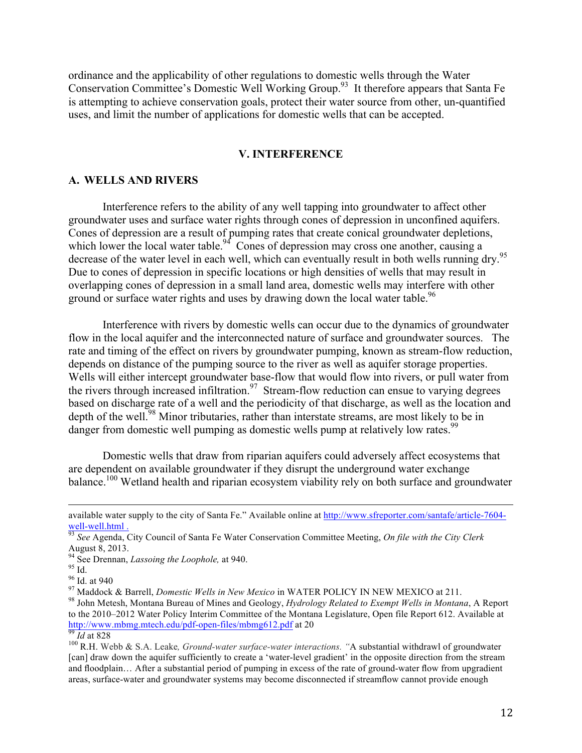ordinance and the applicability of other regulations to domestic wells through the Water Conservation Committee's Domestic Well Working Group.[93] It therefore appears that Santa Fe is attempting to achieve conservation goals, protect their water source from other, un-quantified uses, and limit the number of applications for domestic wells that can be accepted.

## V. INTERFERENCE

### A. WELLS AND RIVERS

Interference refers to the ability of any well tapping into groundwater to affect other groundwater uses and surface water rights through cones of depression in unconfined aquifers. Cones of depression are a result of pumping rates that create conical groundwater depletions, which lower the local water table.[94] Cones of depression may cross one another, causing a decrease of the water level in each well, which can eventually result in both wells running dry.[95] Due to cones of depression in specific locations or high densities of wells that may result in overlapping cones of depression in a small land area, domestic wells may interfere with other ground or surface water rights and uses by drawing down the local water table.[96]

Interference with rivers by domestic wells can occur due to the dynamics of groundwater flow in the local aquifer and the interconnected nature of surface and groundwater sources. The rate and timing of the effect on rivers by groundwater pumping, known as stream-flow reduction, depends on distance of the pumping source to the river as well as aquifer storage properties. Wells will either intercept groundwater base-flow that would flow into rivers, or pull water from the rivers through increased infiltration.[97] Stream-flow reduction can ensue to varying degrees based on discharge rate of a well and the periodicity of that discharge, as well as the location and depth of the well.[98] Minor tributaries, rather than interstate streams, are most likely to be in danger from domestic well pumping as domestic wells pump at relatively low rates.[99]

Domestic wells that draw from riparian aquifers could adversely affect ecosystems that are dependent on available groundwater if they disrupt the underground water exchange balance.[100] Wetland health and riparian ecosystem viability rely on both surface and groundwater

---

available water supply to the city of Santa Fe." Available online at http://www.sfreporter.com/santafe/article-7604-well-well.html .

[93] *See* Agenda, City Council of Santa Fe Water Conservation Committee Meeting, *On file with the City Clerk* August 8, 2013.

[94] See Drennan, *Lassoing the Loophole,* at 940.

[95] Id.

[96] Id. at 940

[97] Maddock & Barrell, *Domestic Wells in New Mexico* in WATER POLICY IN NEW MEXICO at 211.

[98] John Metesh, Montana Bureau of Mines and Geology, *Hydrology Related to Exempt Wells in Montana*, A Report to the 2010–2012 Water Policy Interim Committee of the Montana Legislature, Open file Report 612. Available at http://www.mbmg.mtech.edu/pdf-open-files/mbmg612.pdf at 20

[99] *Id* at 828

[100] R.H. Webb & S.A. Leake*, Ground-water surface-water interactions. "*A substantial withdrawl of groundwater [can] draw down the aquifer sufficiently to create a 'water-level gradient' in the opposite direction from the stream and floodplain… After a substantial period of pumping in excess of the rate of ground-water flow from upgradient areas, surface-water and groundwater systems may become disconnected if streamflow cannot provide enough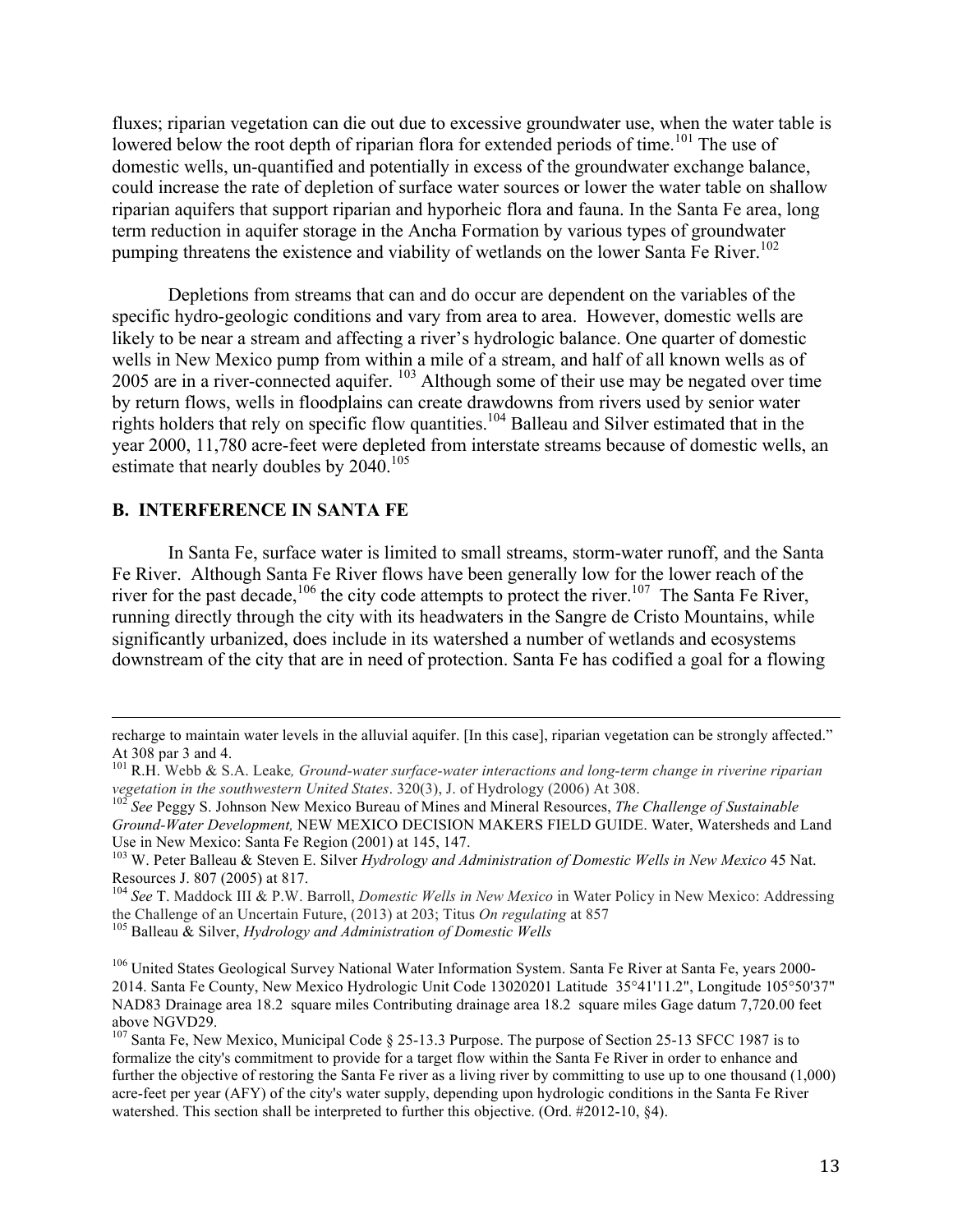fluxes; riparian vegetation can die out due to excessive groundwater use, when the water table is lowered below the root depth of riparian flora for extended periods of time.[101] The use of domestic wells, un-quantified and potentially in excess of the groundwater exchange balance, could increase the rate of depletion of surface water sources or lower the water table on shallow riparian aquifers that support riparian and hyporheic flora and fauna. In the Santa Fe area, long term reduction in aquifer storage in the Ancha Formation by various types of groundwater pumping threatens the existence and viability of wetlands on the lower Santa Fe River.[102]

Depletions from streams that can and do occur are dependent on the variables of the specific hydro-geologic conditions and vary from area to area. However, domestic wells are likely to be near a stream and affecting a river's hydrologic balance. One quarter of domestic wells in New Mexico pump from within a mile of a stream, and half of all known wells as of 2005 are in a river-connected aquifer. [103] Although some of their use may be negated over time by return flows, wells in floodplains can create drawdowns from rivers used by senior water rights holders that rely on specific flow quantities.[104] Balleau and Silver estimated that in the year 2000, 11,780 acre-feet were depleted from interstate streams because of domestic wells, an estimate that nearly doubles by 2040.[105]

## B. INTERFERENCE IN SANTA FE

In Santa Fe, surface water is limited to small streams, storm-water runoff, and the Santa Fe River. Although Santa Fe River flows have been generally low for the lower reach of the river for the past decade,[106] the city code attempts to protect the river.[107] The Santa Fe River, running directly through the city with its headwaters in the Sangre de Cristo Mountains, while significantly urbanized, does include in its watershed a number of wetlands and ecosystems downstream of the city that are in need of protection. Santa Fe has codified a goal for a flowing

---

recharge to maintain water levels in the alluvial aquifer. [In this case], riparian vegetation can be strongly affected." At 308 par 3 and 4.

[101] R.H. Webb & S.A. Leake*, Ground-water surface-water interactions and long-term change in riverine riparian vegetation in the southwestern United States*. 320(3), J. of Hydrology (2006) At 308.

[102] *See* Peggy S. Johnson New Mexico Bureau of Mines and Mineral Resources, *The Challenge of Sustainable Ground-Water Development,* NEW MEXICO DECISION MAKERS FIELD GUIDE. Water, Watersheds and Land Use in New Mexico: Santa Fe Region (2001) at 145, 147.

[103] W. Peter Balleau & Steven E. Silver *Hydrology and Administration of Domestic Wells in New Mexico* 45 Nat. Resources J. 807 (2005) at 817.

[104] *See* T. Maddock III & P.W. Barroll, *Domestic Wells in New Mexico* in Water Policy in New Mexico: Addressing the Challenge of an Uncertain Future, (2013) at 203; Titus *On regulating* at 857

[105] Balleau & Silver, *Hydrology and Administration of Domestic Wells*

[106] United States Geological Survey National Water Information System. Santa Fe River at Santa Fe, years 2000-2014. Santa Fe County, New Mexico Hydrologic Unit Code 13020201 Latitude 35°41'11.2", Longitude 105°50'37" NAD83 Drainage area 18.2 square miles Contributing drainage area 18.2 square miles Gage datum 7,720.00 feet above NGVD29.

[107] Santa Fe, New Mexico, Municipal Code § 25-13.3 Purpose. The purpose of Section 25-13 SFCC 1987 is to formalize the city's commitment to provide for a target flow within the Santa Fe River in order to enhance and further the objective of restoring the Santa Fe river as a living river by committing to use up to one thousand (1,000) acre-feet per year (AFY) of the city's water supply, depending upon hydrologic conditions in the Santa Fe River watershed. This section shall be interpreted to further this objective. (Ord. #2012-10, §4).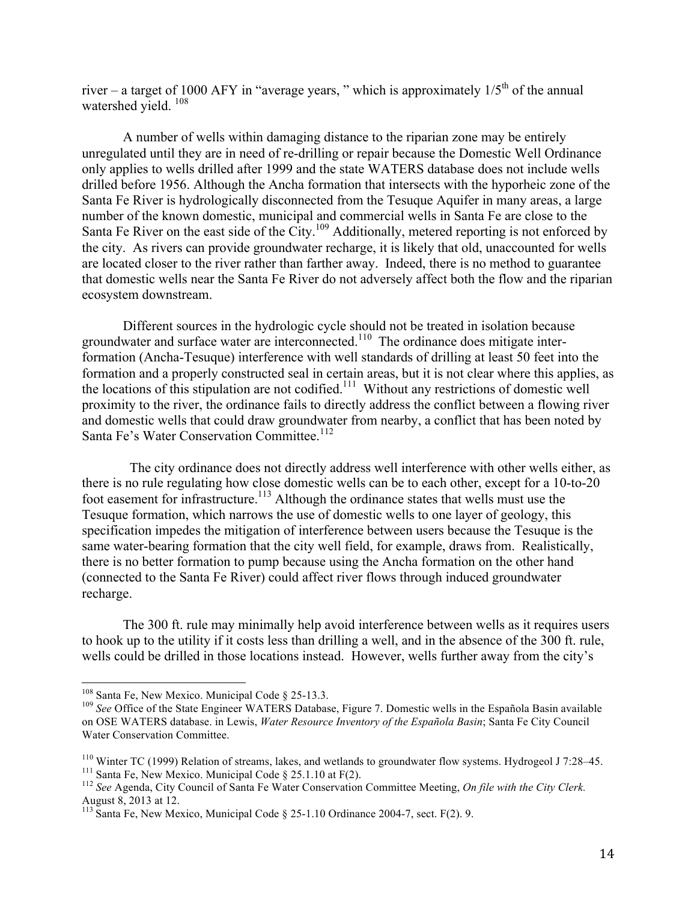river – a target of 1000 AFY in "average years, " which is approximately 1/5th of the annual watershed yield. [108]

A number of wells within damaging distance to the riparian zone may be entirely unregulated until they are in need of re-drilling or repair because the Domestic Well Ordinance only applies to wells drilled after 1999 and the state WATERS database does not include wells drilled before 1956. Although the Ancha formation that intersects with the hyporheic zone of the Santa Fe River is hydrologically disconnected from the Tesuque Aquifer in many areas, a large number of the known domestic, municipal and commercial wells in Santa Fe are close to the Santa Fe River on the east side of the City.[109] Additionally, metered reporting is not enforced by the city. As rivers can provide groundwater recharge, it is likely that old, unaccounted for wells are located closer to the river rather than farther away. Indeed, there is no method to guarantee that domestic wells near the Santa Fe River do not adversely affect both the flow and the riparian ecosystem downstream.

Different sources in the hydrologic cycle should not be treated in isolation because groundwater and surface water are interconnected.[110] The ordinance does mitigate inter-formation (Ancha-Tesuque) interference with well standards of drilling at least 50 feet into the formation and a properly constructed seal in certain areas, but it is not clear where this applies, as the locations of this stipulation are not codified.[111] Without any restrictions of domestic well proximity to the river, the ordinance fails to directly address the conflict between a flowing river and domestic wells that could draw groundwater from nearby, a conflict that has been noted by Santa Fe's Water Conservation Committee.[112]

The city ordinance does not directly address well interference with other wells either, as there is no rule regulating how close domestic wells can be to each other, except for a 10-to-20 foot easement for infrastructure.[113] Although the ordinance states that wells must use the Tesuque formation, which narrows the use of domestic wells to one layer of geology, this specification impedes the mitigation of interference between users because the Tesuque is the same water-bearing formation that the city well field, for example, draws from. Realistically, there is no better formation to pump because using the Ancha formation on the other hand (connected to the Santa Fe River) could affect river flows through induced groundwater recharge.

The 300 ft. rule may minimally help avoid interference between wells as it requires users to hook up to the utility if it costs less than drilling a well, and in the absence of the 300 ft. rule, wells could be drilled in those locations instead. However, wells further away from the city's

---

[108] Santa Fe, New Mexico. Municipal Code § 25-13.3.

[109] *See* Office of the State Engineer WATERS Database, Figure 7. Domestic wells in the Española Basin available on OSE WATERS database. in Lewis, *Water Resource Inventory of the Española Basin*; Santa Fe City Council Water Conservation Committee.

[110] Winter TC (1999) Relation of streams, lakes, and wetlands to groundwater flow systems. Hydrogeol J 7:28–45.

[111] Santa Fe, New Mexico. Municipal Code § 25.1.10 at F(2).

[112] *See* Agenda, City Council of Santa Fe Water Conservation Committee Meeting, *On file with the City Clerk.* August 8, 2013 at 12.

[113] Santa Fe, New Mexico, Municipal Code § 25-1.10 Ordinance 2004-7, sect. F(2). 9.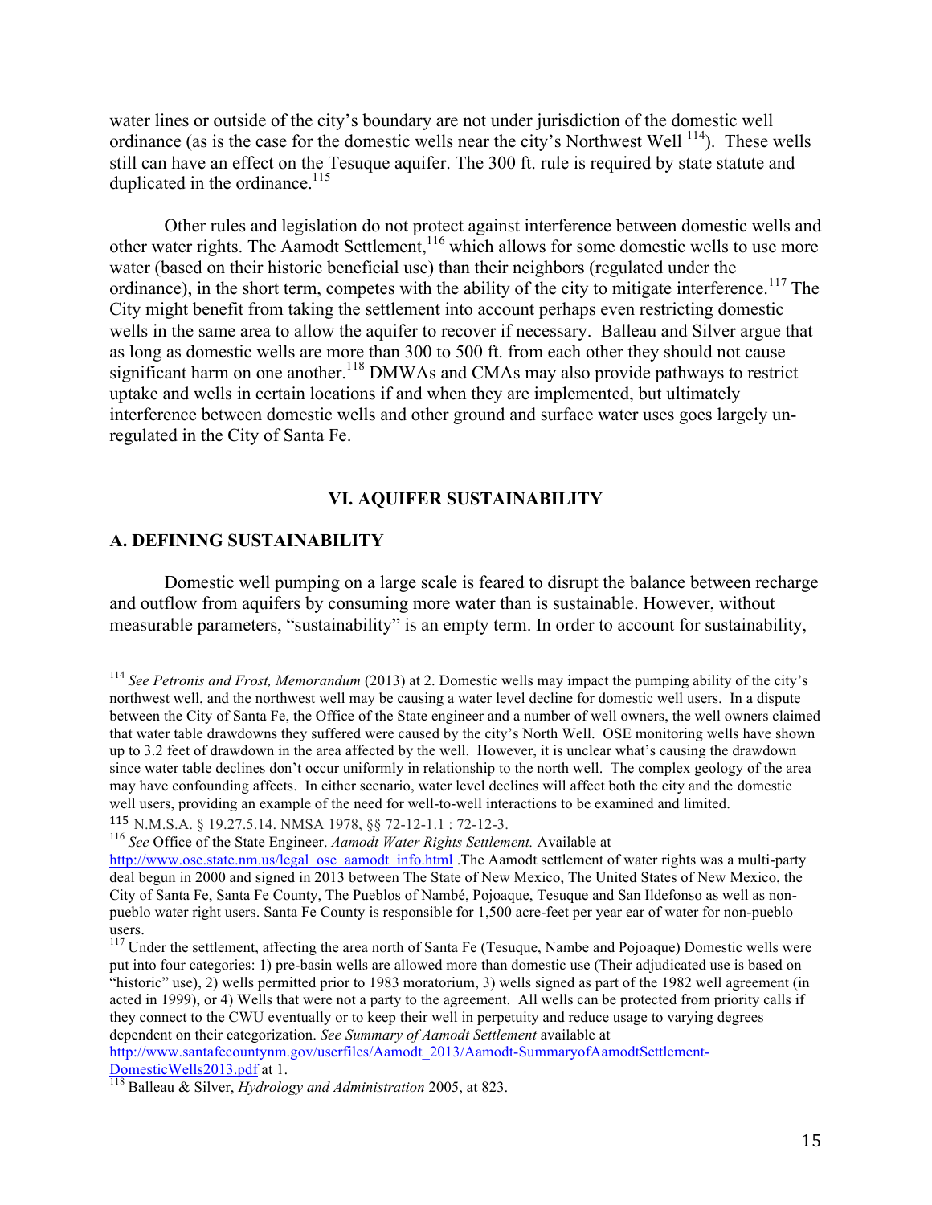water lines or outside of the city's boundary are not under jurisdiction of the domestic well ordinance (as is the case for the domestic wells near the city's Northwest Well [114]). These wells still can have an effect on the Tesuque aquifer. The 300 ft. rule is required by state statute and duplicated in the ordinance.[115]

Other rules and legislation do not protect against interference between domestic wells and other water rights. The Aamodt Settlement,[116] which allows for some domestic wells to use more water (based on their historic beneficial use) than their neighbors (regulated under the ordinance), in the short term, competes with the ability of the city to mitigate interference.[117] The City might benefit from taking the settlement into account perhaps even restricting domestic wells in the same area to allow the aquifer to recover if necessary. Balleau and Silver argue that as long as domestic wells are more than 300 to 500 ft. from each other they should not cause significant harm on one another.[118] DMWAs and CMAs may also provide pathways to restrict uptake and wells in certain locations if and when they are implemented, but ultimately interference between domestic wells and other ground and surface water uses goes largely un-regulated in the City of Santa Fe.

## VI. AQUIFER SUSTAINABILITY

### A. DEFINING SUSTAINABILITY

Domestic well pumping on a large scale is feared to disrupt the balance between recharge and outflow from aquifers by consuming more water than is sustainable. However, without measurable parameters, "sustainability" is an empty term. In order to account for sustainability,

---

[114] *See Petronis and Frost, Memorandum* (2013) at 2. Domestic wells may impact the pumping ability of the city's northwest well, and the northwest well may be causing a water level decline for domestic well users. In a dispute between the City of Santa Fe, the Office of the State engineer and a number of well owners, the well owners claimed that water table drawdowns they suffered were caused by the city's North Well. OSE monitoring wells have shown up to 3.2 feet of drawdown in the area affected by the well. However, it is unclear what's causing the drawdown since water table declines don't occur uniformly in relationship to the north well. The complex geology of the area may have confounding affects. In either scenario, water level declines will affect both the city and the domestic well users, providing an example of the need for well-to-well interactions to be examined and limited.

[115] N.M.S.A. § 19.27.5.14. NMSA 1978, §§ 72-12-1.1 : 72-12-3.

[116] *See* Office of the State Engineer. *Aamodt Water Rights Settlement.* Available at http://www.ose.state.nm.us/legal_ose_aamodt_info.html .The Aamodt settlement of water rights was a multi-party deal begun in 2000 and signed in 2013 between The State of New Mexico, The United States of New Mexico, the City of Santa Fe, Santa Fe County, The Pueblos of Nambé, Pojoaque, Tesuque and San Ildefonso as well as non-pueblo water right users. Santa Fe County is responsible for 1,500 acre-feet per year ear of water for non-pueblo users.

[117] Under the settlement, affecting the area north of Santa Fe (Tesuque, Nambe and Pojoaque) Domestic wells were put into four categories: 1) pre-basin wells are allowed more than domestic use (Their adjudicated use is based on "historic" use), 2) wells permitted prior to 1983 moratorium, 3) wells signed as part of the 1982 well agreement (in acted in 1999), or 4) Wells that were not a party to the agreement. All wells can be protected from priority calls if they connect to the CWU eventually or to keep their well in perpetuity and reduce usage to varying degrees dependent on their categorization. *See Summary of Aamodt Settlement* available at http://www.santafecountynm.gov/userfiles/Aamodt_2013/Aamodt-SummaryofAamodtSettlement-DomesticWells2013.pdf at 1.

[118] Balleau & Silver, *Hydrology and Administration* 2005, at 823.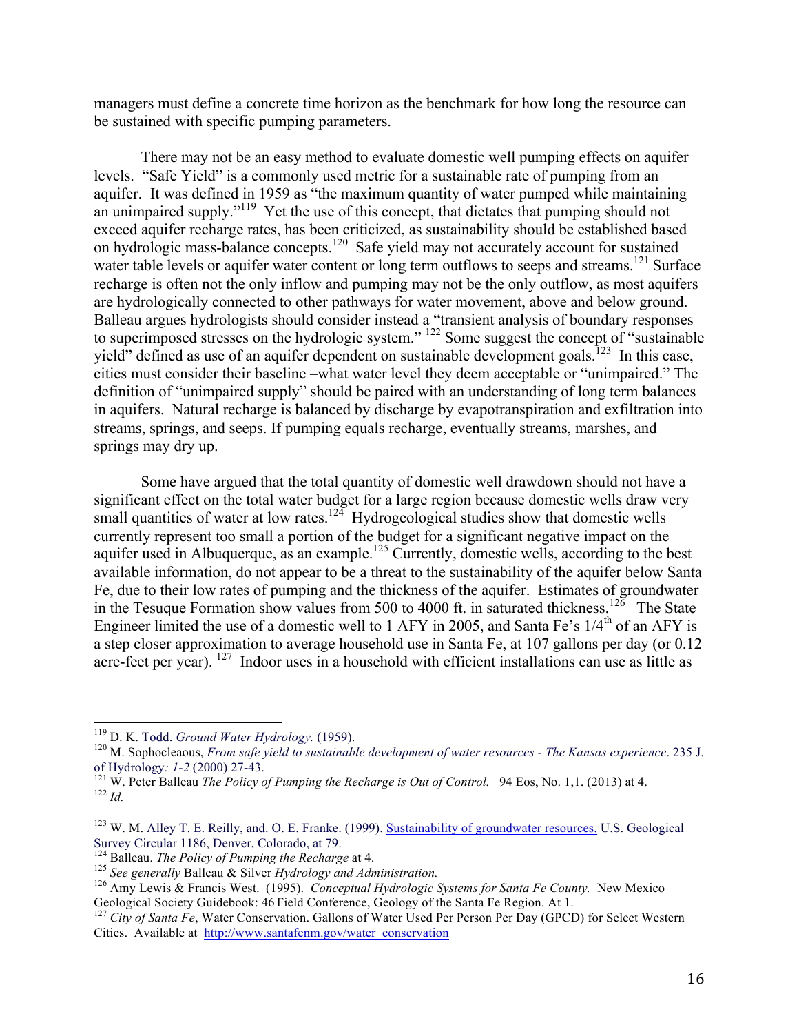managers must define a concrete time horizon as the benchmark for how long the resource can be sustained with specific pumping parameters.

There may not be an easy method to evaluate domestic well pumping effects on aquifer levels. "Safe Yield" is a commonly used metric for a sustainable rate of pumping from an aquifer. It was defined in 1959 as "the maximum quantity of water pumped while maintaining an unimpaired supply."[119] Yet the use of this concept, that dictates that pumping should not exceed aquifer recharge rates, has been criticized, as sustainability should be established based on hydrologic mass-balance concepts.[120] Safe yield may not accurately account for sustained water table levels or aquifer water content or long term outflows to seeps and streams.[121] Surface recharge is often not the only inflow and pumping may not be the only outflow, as most aquifers are hydrologically connected to other pathways for water movement, above and below ground. Balleau argues hydrologists should consider instead a "transient analysis of boundary responses to superimposed stresses on the hydrologic system." [122] Some suggest the concept of "sustainable yield" defined as use of an aquifer dependent on sustainable development goals.[123] In this case, cities must consider their baseline –what water level they deem acceptable or "unimpaired." The definition of "unimpaired supply" should be paired with an understanding of long term balances in aquifers. Natural recharge is balanced by discharge by evapotranspiration and exfiltration into streams, springs, and seeps. If pumping equals recharge, eventually streams, marshes, and springs may dry up.

Some have argued that the total quantity of domestic well drawdown should not have a significant effect on the total water budget for a large region because domestic wells draw very small quantities of water at low rates.[124] Hydrogeological studies show that domestic wells currently represent too small a portion of the budget for a significant negative impact on the aquifer used in Albuquerque, as an example.[125] Currently, domestic wells, according to the best available information, do not appear to be a threat to the sustainability of the aquifer below Santa Fe, due to their low rates of pumping and the thickness of the aquifer. Estimates of groundwater in the Tesuque Formation show values from 500 to 4000 ft. in saturated thickness.[126] The State Engineer limited the use of a domestic well to 1 AFY in 2005, and Santa Fe's 1/4th of an AFY is a step closer approximation to average household use in Santa Fe, at 107 gallons per day (or 0.12 acre-feet per year). [127] Indoor uses in a household with efficient installations can use as little as

---

[119] D. K. Todd. *Ground Water Hydrology.* (1959).

[120] M. Sophocleaous, *From safe yield to sustainable development of water resources - The Kansas experience*. 235 J. of Hydrology*: 1-2* (2000) 27-43.

[121] W. Peter Balleau *The Policy of Pumping the Recharge is Out of Control.* 94 Eos, No. 1,1. (2013) at 4.

[122] *Id.*

[123] W. M. Alley T. E. Reilly, and. O. E. Franke. (1999). Sustainability of groundwater resources. U.S. Geological Survey Circular 1186, Denver, Colorado, at 79.

[124] Balleau. *The Policy of Pumping the Recharge* at 4.

[125] *See generally* Balleau & Silver *Hydrology and Administration.*

[126] Amy Lewis & Francis West. (1995). *Conceptual Hydrologic Systems for Santa Fe County.* New Mexico Geological Society Guidebook: 46 Field Conference, Geology of the Santa Fe Region. At 1.

[127] *City of Santa Fe*, Water Conservation. Gallons of Water Used Per Person Per Day (GPCD) for Select Western Cities. Available at http://www.santafenm.gov/water_conservation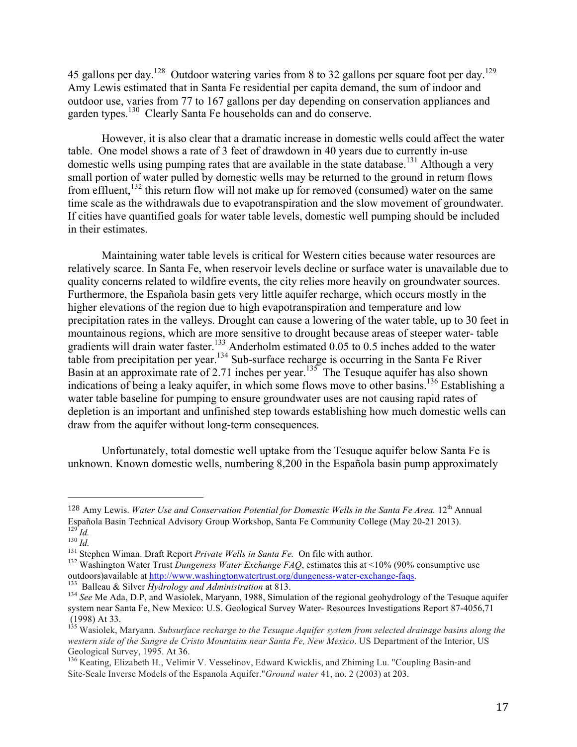45 gallons per day.[128] Outdoor watering varies from 8 to 32 gallons per square foot per day.[129] Amy Lewis estimated that in Santa Fe residential per capita demand, the sum of indoor and outdoor use, varies from 77 to 167 gallons per day depending on conservation appliances and garden types.[130] Clearly Santa Fe households can and do conserve.

However, it is also clear that a dramatic increase in domestic wells could affect the water table. One model shows a rate of 3 feet of drawdown in 40 years due to currently in-use domestic wells using pumping rates that are available in the state database.[131] Although a very small portion of water pulled by domestic wells may be returned to the ground in return flows from effluent,[132] this return flow will not make up for removed (consumed) water on the same time scale as the withdrawals due to evapotranspiration and the slow movement of groundwater. If cities have quantified goals for water table levels, domestic well pumping should be included in their estimates.

Maintaining water table levels is critical for Western cities because water resources are relatively scarce. In Santa Fe, when reservoir levels decline or surface water is unavailable due to quality concerns related to wildfire events, the city relies more heavily on groundwater sources. Furthermore, the Española basin gets very little aquifer recharge, which occurs mostly in the higher elevations of the region due to high evapotranspiration and temperature and low precipitation rates in the valleys. Drought can cause a lowering of the water table, up to 30 feet in mountainous regions, which are more sensitive to drought because areas of steeper water- table gradients will drain water faster.[133] Anderholm estimated 0.05 to 0.5 inches added to the water table from precipitation per year.[134] Sub-surface recharge is occurring in the Santa Fe River Basin at an approximate rate of 2.71 inches per year.[135] The Tesuque aquifer has also shown indications of being a leaky aquifer, in which some flows move to other basins.[136] Establishing a water table baseline for pumping to ensure groundwater uses are not causing rapid rates of depletion is an important and unfinished step towards establishing how much domestic wells can draw from the aquifer without long-term consequences.

Unfortunately, total domestic well uptake from the Tesuque aquifer below Santa Fe is unknown. Known domestic wells, numbering 8,200 in the Española basin pump approximately

---

[128] Amy Lewis. *Water Use and Conservation Potential for Domestic Wells in the Santa Fe Area.* 12th Annual Española Basin Technical Advisory Group Workshop, Santa Fe Community College (May 20-21 2013).

[129] *Id.*

[130] *Id.*

[131] Stephen Wiman. Draft Report *Private Wells in Santa Fe.* On file with author.

[132] Washington Water Trust *Dungeness Water Exchange FAQ*, estimates this at <10% (90% consumptive use outdoors)available at http://www.washingtonwatertrust.org/dungeness-water-exchange-faqs.

[133] Balleau & Silver *Hydrology and Administration* at 813.

[134] *See* Me Ada, D.P, and Wasiolek, Maryann, 1988, Simulation of the regional geohydrology of the Tesuque aquifer system near Santa Fe, New Mexico: U.S. Geological Survey Water- Resources Investigations Report 87-4056,71 (1998) At 33.

[135] Wasiolek, Maryann. *Subsurface recharge to the Tesuque Aquifer system from selected drainage basins along the western side of the Sangre de Cristo Mountains near Santa Fe, New Mexico*. US Department of the Interior, US Geological Survey, 1995. At 36.

[136] Keating, Elizabeth H., Velimir V. Vesselinov, Edward Kwicklis, and Zhiming Lu. "Coupling Basin-and Site-Scale Inverse Models of the Espanola Aquifer."*Ground water* 41, no. 2 (2003) at 203.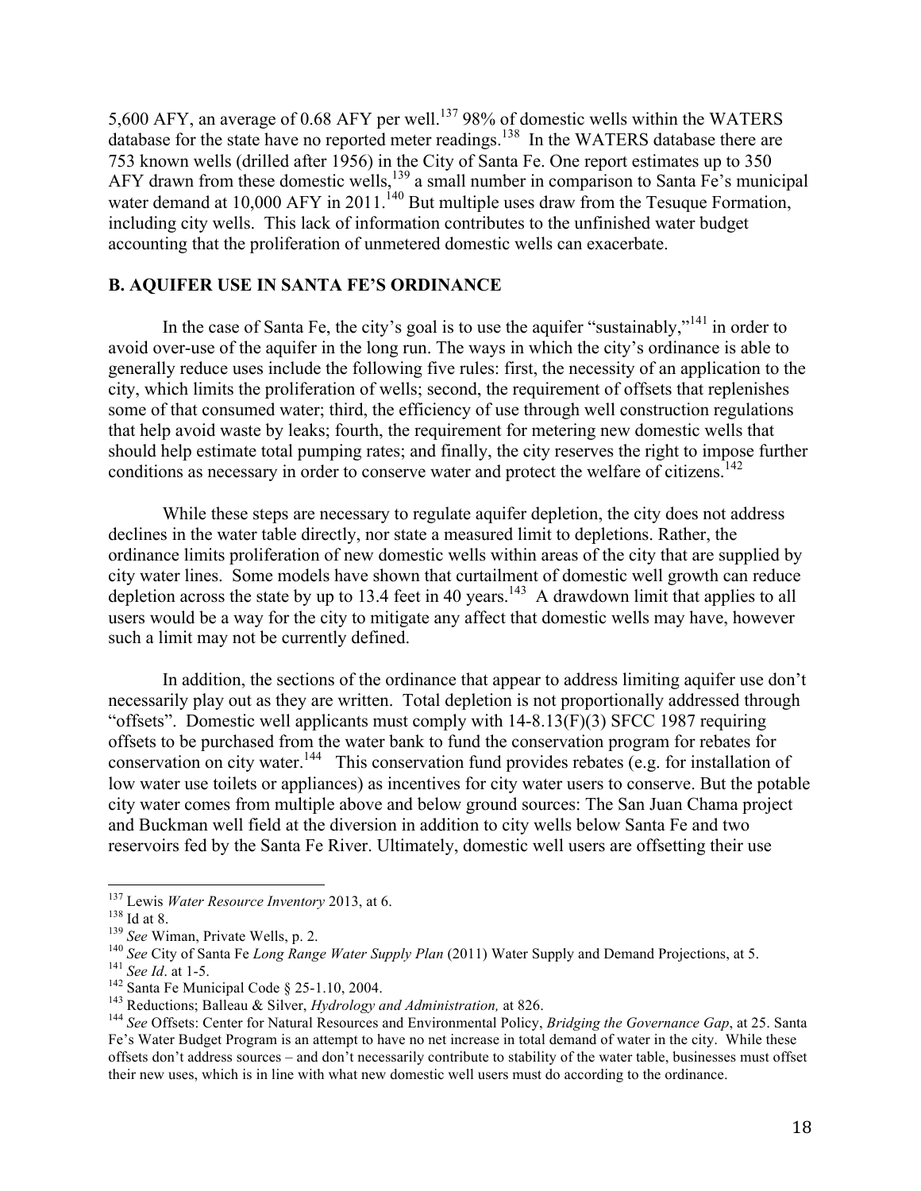5,600 AFY, an average of 0.68 AFY per well.[137] 98% of domestic wells within the WATERS database for the state have no reported meter readings.[138] In the WATERS database there are 753 known wells (drilled after 1956) in the City of Santa Fe. One report estimates up to 350 AFY drawn from these domestic wells,[139] a small number in comparison to Santa Fe's municipal water demand at 10,000 AFY in 2011.[140] But multiple uses draw from the Tesuque Formation, including city wells. This lack of information contributes to the unfinished water budget accounting that the proliferation of unmetered domestic wells can exacerbate.

### B. AQUIFER USE IN SANTA FE'S ORDINANCE

In the case of Santa Fe, the city's goal is to use the aquifer "sustainably,"[141] in order to avoid over-use of the aquifer in the long run. The ways in which the city's ordinance is able to generally reduce uses include the following five rules: first, the necessity of an application to the city, which limits the proliferation of wells; second, the requirement of offsets that replenishes some of that consumed water; third, the efficiency of use through well construction regulations that help avoid waste by leaks; fourth, the requirement for metering new domestic wells that should help estimate total pumping rates; and finally, the city reserves the right to impose further conditions as necessary in order to conserve water and protect the welfare of citizens.[142]

While these steps are necessary to regulate aquifer depletion, the city does not address declines in the water table directly, nor state a measured limit to depletions. Rather, the ordinance limits proliferation of new domestic wells within areas of the city that are supplied by city water lines. Some models have shown that curtailment of domestic well growth can reduce depletion across the state by up to 13.4 feet in 40 years.[143] A drawdown limit that applies to all users would be a way for the city to mitigate any affect that domestic wells may have, however such a limit may not be currently defined.

In addition, the sections of the ordinance that appear to address limiting aquifer use don't necessarily play out as they are written. Total depletion is not proportionally addressed through "offsets". Domestic well applicants must comply with 14-8.13(F)(3) SFCC 1987 requiring offsets to be purchased from the water bank to fund the conservation program for rebates for conservation on city water.[144] This conservation fund provides rebates (e.g. for installation of low water use toilets or appliances) as incentives for city water users to conserve. But the potable city water comes from multiple above and below ground sources: The San Juan Chama project and Buckman well field at the diversion in addition to city wells below Santa Fe and two reservoirs fed by the Santa Fe River. Ultimately, domestic well users are offsetting their use

---

[137] Lewis *Water Resource Inventory* 2013, at 6.

[138] Id at 8.

[139] *See* Wiman, Private Wells, p. 2.

[140] *See* City of Santa Fe *Long Range Water Supply Plan* (2011) Water Supply and Demand Projections, at 5.

[141] *See Id*. at 1-5.

[142] Santa Fe Municipal Code § 25-1.10, 2004.

[143] Reductions; Balleau & Silver, *Hydrology and Administration,* at 826.

[144] *See* Offsets: Center for Natural Resources and Environmental Policy, *Bridging the Governance Gap*, at 25. Santa Fe's Water Budget Program is an attempt to have no net increase in total demand of water in the city. While these offsets don't address sources – and don't necessarily contribute to stability of the water table, businesses must offset their new uses, which is in line with what new domestic well users must do according to the ordinance.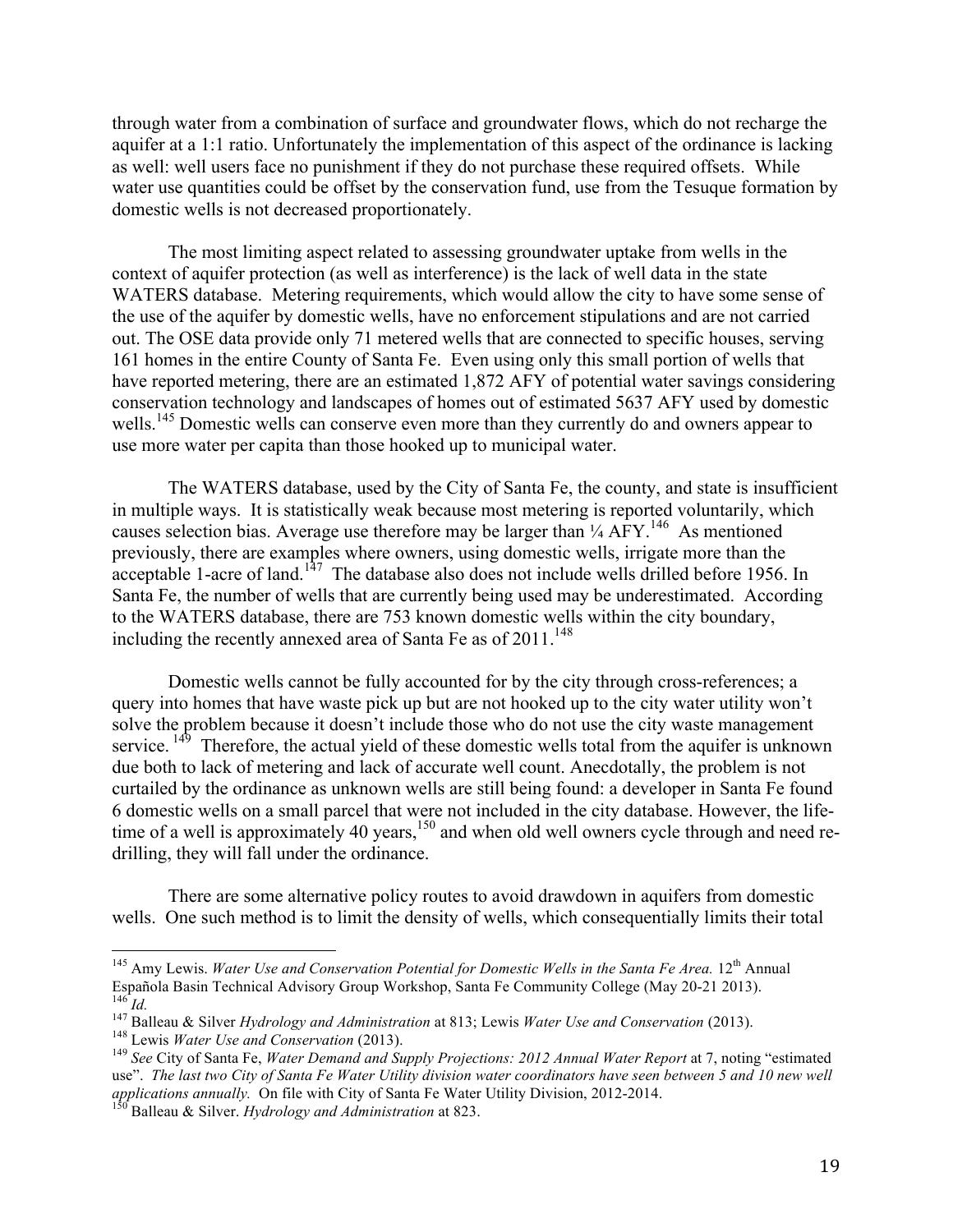through water from a combination of surface and groundwater flows, which do not recharge the aquifer at a 1:1 ratio. Unfortunately the implementation of this aspect of the ordinance is lacking as well: well users face no punishment if they do not purchase these required offsets. While water use quantities could be offset by the conservation fund, use from the Tesuque formation by domestic wells is not decreased proportionately.

The most limiting aspect related to assessing groundwater uptake from wells in the context of aquifer protection (as well as interference) is the lack of well data in the state WATERS database. Metering requirements, which would allow the city to have some sense of the use of the aquifer by domestic wells, have no enforcement stipulations and are not carried out. The OSE data provide only 71 metered wells that are connected to specific houses, serving 161 homes in the entire County of Santa Fe. Even using only this small portion of wells that have reported metering, there are an estimated 1,872 AFY of potential water savings considering conservation technology and landscapes of homes out of estimated 5637 AFY used by domestic wells.[145] Domestic wells can conserve even more than they currently do and owners appear to use more water per capita than those hooked up to municipal water.

The WATERS database, used by the City of Santa Fe, the county, and state is insufficient in multiple ways. It is statistically weak because most metering is reported voluntarily, which causes selection bias. Average use therefore may be larger than ¼ AFY.[146] As mentioned previously, there are examples where owners, using domestic wells, irrigate more than the acceptable 1-acre of land.[147] The database also does not include wells drilled before 1956. In Santa Fe, the number of wells that are currently being used may be underestimated. According to the WATERS database, there are 753 known domestic wells within the city boundary, including the recently annexed area of Santa Fe as of 2011.[148]

Domestic wells cannot be fully accounted for by the city through cross-references; a query into homes that have waste pick up but are not hooked up to the city water utility won't solve the problem because it doesn't include those who do not use the city waste management service.[149] Therefore, the actual yield of these domestic wells total from the aquifer is unknown due both to lack of metering and lack of accurate well count. Anecdotally, the problem is not curtailed by the ordinance as unknown wells are still being found: a developer in Santa Fe found 6 domestic wells on a small parcel that were not included in the city database. However, the life-time of a well is approximately 40 years,[150] and when old well owners cycle through and need re-drilling, they will fall under the ordinance.

There are some alternative policy routes to avoid drawdown in aquifers from domestic wells. One such method is to limit the density of wells, which consequentially limits their total

---

[145] Amy Lewis. *Water Use and Conservation Potential for Domestic Wells in the Santa Fe Area.* 12th Annual Española Basin Technical Advisory Group Workshop, Santa Fe Community College (May 20-21 2013).

[146] *Id.*

[147] Balleau & Silver *Hydrology and Administration* at 813; Lewis *Water Use and Conservation* (2013).

[148] Lewis *Water Use and Conservation* (2013).

[149] *See* City of Santa Fe, *Water Demand and Supply Projections: 2012 Annual Water Report* at 7, noting "estimated use". *The last two City of Santa Fe Water Utility division water coordinators have seen between 5 and 10 new well applications annually.* On file with City of Santa Fe Water Utility Division, 2012-2014.

[150] Balleau & Silver. *Hydrology and Administration* at 823.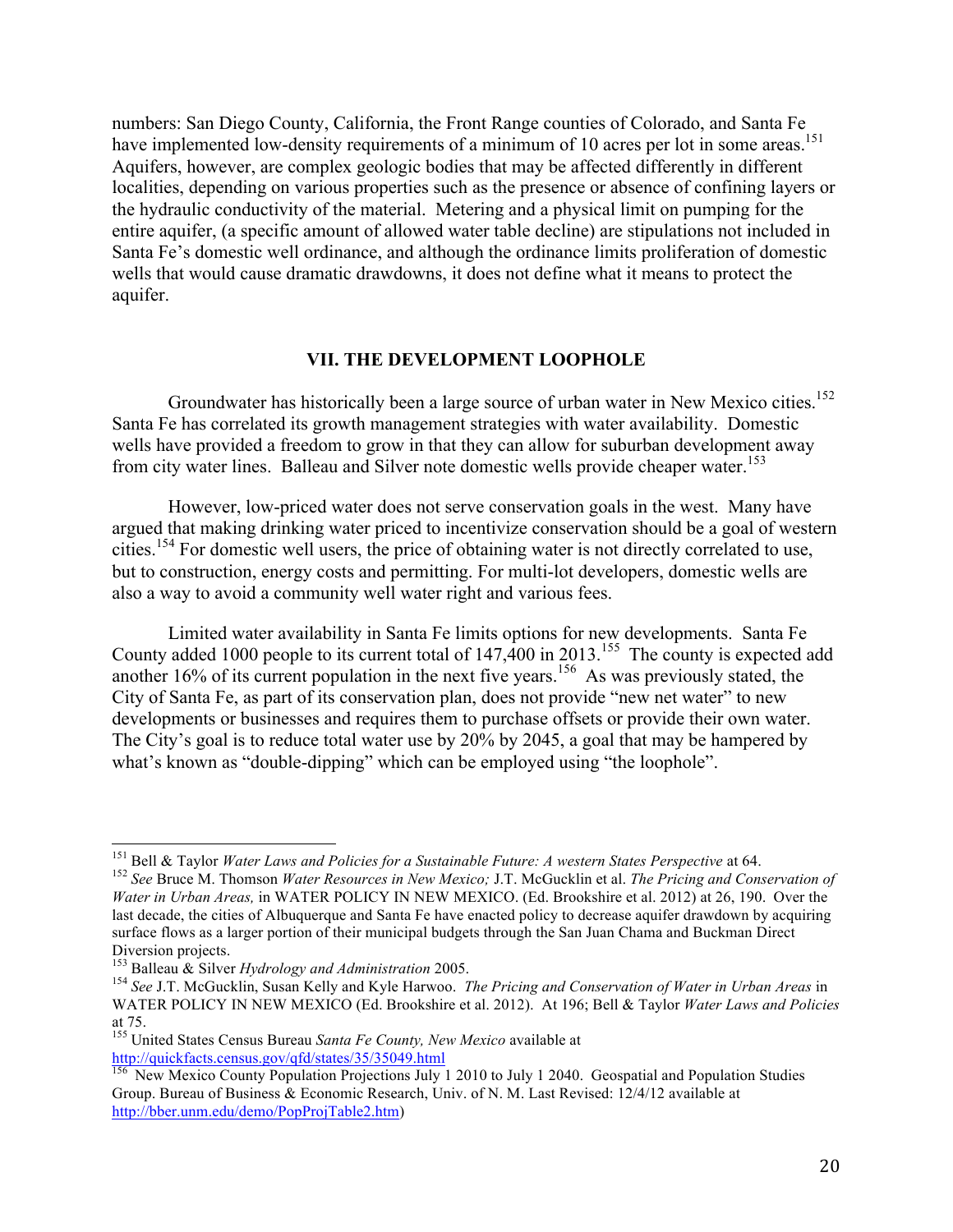numbers: San Diego County, California, the Front Range counties of Colorado, and Santa Fe have implemented low-density requirements of a minimum of 10 acres per lot in some areas.[151] Aquifers, however, are complex geologic bodies that may be affected differently in different localities, depending on various properties such as the presence or absence of confining layers or the hydraulic conductivity of the material. Metering and a physical limit on pumping for the entire aquifer, (a specific amount of allowed water table decline) are stipulations not included in Santa Fe's domestic well ordinance, and although the ordinance limits proliferation of domestic wells that would cause dramatic drawdowns, it does not define what it means to protect the aquifer.

## VII. THE DEVELOPMENT LOOPHOLE

Groundwater has historically been a large source of urban water in New Mexico cities.[152] Santa Fe has correlated its growth management strategies with water availability. Domestic wells have provided a freedom to grow in that they can allow for suburban development away from city water lines. Balleau and Silver note domestic wells provide cheaper water.[153]

However, low-priced water does not serve conservation goals in the west. Many have argued that making drinking water priced to incentivize conservation should be a goal of western cities.[154] For domestic well users, the price of obtaining water is not directly correlated to use, but to construction, energy costs and permitting. For multi-lot developers, domestic wells are also a way to avoid a community well water right and various fees.

Limited water availability in Santa Fe limits options for new developments. Santa Fe County added 1000 people to its current total of 147,400 in 2013.[155] The county is expected add another 16% of its current population in the next five years.[156] As was previously stated, the City of Santa Fe, as part of its conservation plan, does not provide "new net water" to new developments or businesses and requires them to purchase offsets or provide their own water. The City's goal is to reduce total water use by 20% by 2045, a goal that may be hampered by what's known as "double-dipping" which can be employed using "the loophole".

---

[151] Bell & Taylor *Water Laws and Policies for a Sustainable Future: A western States Perspective* at 64.

[152] *See* Bruce M. Thomson *Water Resources in New Mexico;* J.T. McGucklin et al. *The Pricing and Conservation of Water in Urban Areas,* in WATER POLICY IN NEW MEXICO. (Ed. Brookshire et al. 2012) at 26, 190. Over the last decade, the cities of Albuquerque and Santa Fe have enacted policy to decrease aquifer drawdown by acquiring surface flows as a larger portion of their municipal budgets through the San Juan Chama and Buckman Direct Diversion projects.

[153] Balleau & Silver *Hydrology and Administration* 2005.

[154] *See* J.T. McGucklin, Susan Kelly and Kyle Harwoo. *The Pricing and Conservation of Water in Urban Areas* in WATER POLICY IN NEW MEXICO (Ed. Brookshire et al. 2012). At 196; Bell & Taylor *Water Laws and Policies* at 75.

[155] United States Census Bureau *Santa Fe County, New Mexico* available at http://quickfacts.census.gov/qfd/states/35/35049.html

[156] New Mexico County Population Projections July 1 2010 to July 1 2040. Geospatial and Population Studies Group. Bureau of Business & Economic Research, Univ. of N. M. Last Revised: 12/4/12 available at http://bber.unm.edu/demo/PopProjTable2.htm)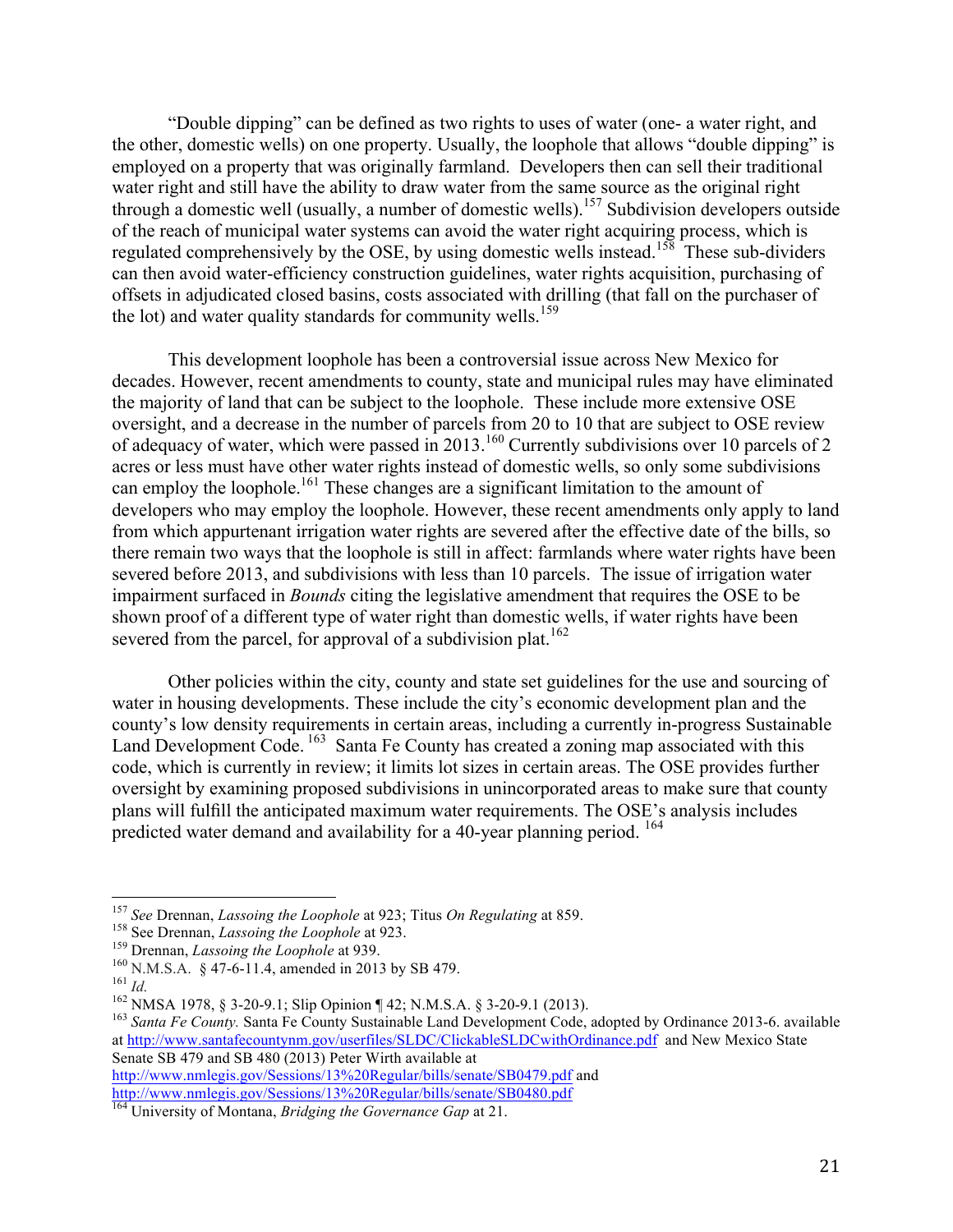"Double dipping" can be defined as two rights to uses of water (one- a water right, and the other, domestic wells) on one property. Usually, the loophole that allows "double dipping" is employed on a property that was originally farmland. Developers then can sell their traditional water right and still have the ability to draw water from the same source as the original right through a domestic well (usually, a number of domestic wells).[157] Subdivision developers outside of the reach of municipal water systems can avoid the water right acquiring process, which is regulated comprehensively by the OSE, by using domestic wells instead.[158] These sub-dividers can then avoid water-efficiency construction guidelines, water rights acquisition, purchasing of offsets in adjudicated closed basins, costs associated with drilling (that fall on the purchaser of the lot) and water quality standards for community wells.[159]

This development loophole has been a controversial issue across New Mexico for decades. However, recent amendments to county, state and municipal rules may have eliminated the majority of land that can be subject to the loophole. These include more extensive OSE oversight, and a decrease in the number of parcels from 20 to 10 that are subject to OSE review of adequacy of water, which were passed in 2013.[160] Currently subdivisions over 10 parcels of 2 acres or less must have other water rights instead of domestic wells, so only some subdivisions can employ the loophole.[161] These changes are a significant limitation to the amount of developers who may employ the loophole. However, these recent amendments only apply to land from which appurtenant irrigation water rights are severed after the effective date of the bills, so there remain two ways that the loophole is still in affect: farmlands where water rights have been severed before 2013, and subdivisions with less than 10 parcels. The issue of irrigation water impairment surfaced in *Bounds* citing the legislative amendment that requires the OSE to be shown proof of a different type of water right than domestic wells, if water rights have been severed from the parcel, for approval of a subdivision plat.[162]

Other policies within the city, county and state set guidelines for the use and sourcing of water in housing developments. These include the city's economic development plan and the county's low density requirements in certain areas, including a currently in-progress Sustainable Land Development Code.[163] Santa Fe County has created a zoning map associated with this code, which is currently in review; it limits lot sizes in certain areas. The OSE provides further oversight by examining proposed subdivisions in unincorporated areas to make sure that county plans will fulfill the anticipated maximum water requirements. The OSE's analysis includes predicted water demand and availability for a 40-year planning period.[164]

---

[157] *See* Drennan, *Lassoing the Loophole* at 923; Titus *On Regulating* at 859.

[158] See Drennan, *Lassoing the Loophole* at 923.

[159] Drennan, *Lassoing the Loophole* at 939.

[160] N.M.S.A. § 47-6-11.4, amended in 2013 by SB 479.

[161] *Id.*

[162] NMSA 1978, § 3-20-9.1; Slip Opinion ¶ 42; N.M.S.A. § 3-20-9.1 (2013).

[163] *Santa Fe County.* Santa Fe County Sustainable Land Development Code, adopted by Ordinance 2013-6. available at http://www.santafecountynm.gov/userfiles/SLDC/ClickableSLDCwithOrdinance.pdf and New Mexico State Senate SB 479 and SB 480 (2013) Peter Wirth available at http://www.nmlegis.gov/Sessions/13%20Regular/bills/senate/SB0479.pdf and http://www.nmlegis.gov/Sessions/13%20Regular/bills/senate/SB0480.pdf

[164] University of Montana, *Bridging the Governance Gap* at 21.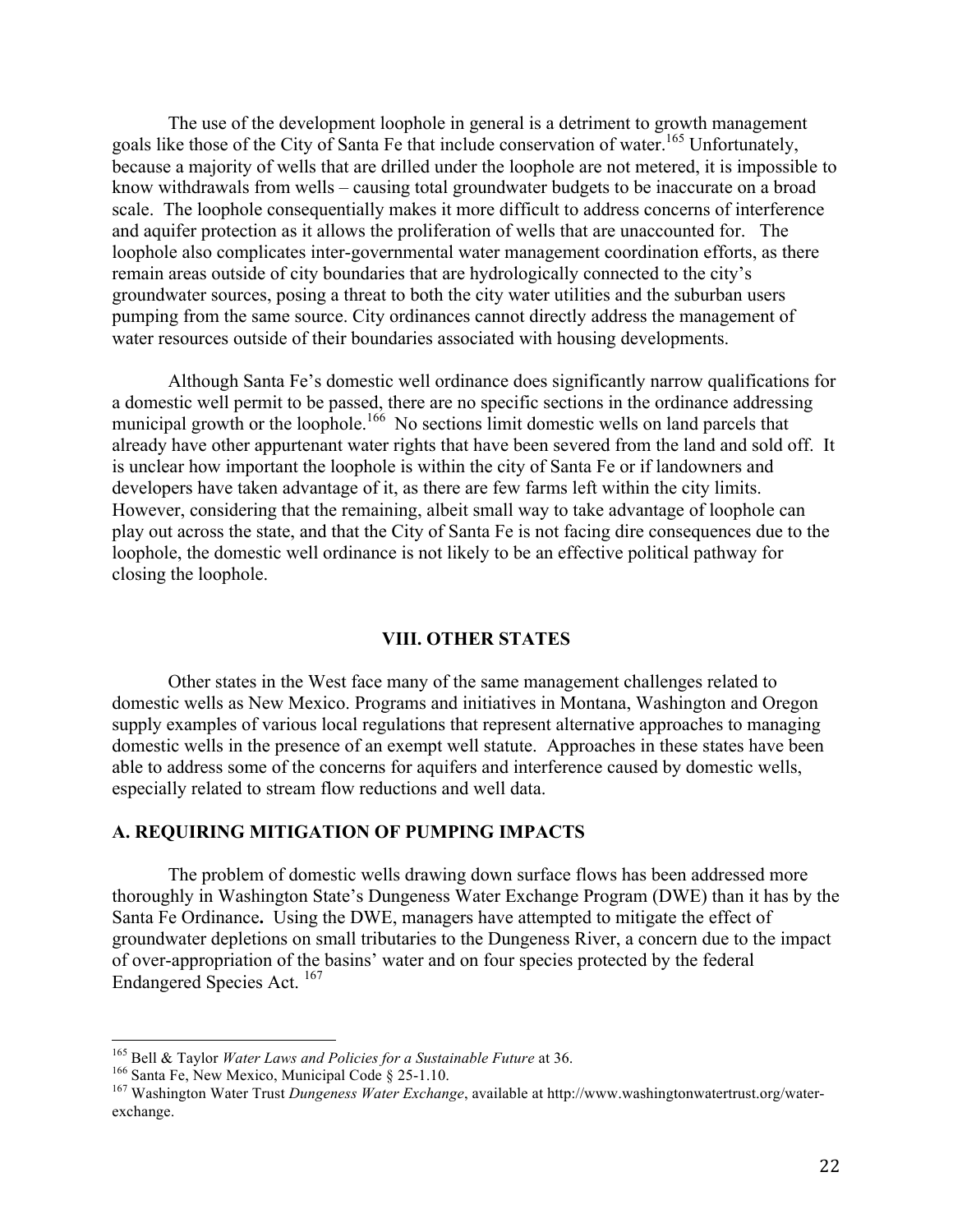The use of the development loophole in general is a detriment to growth management goals like those of the City of Santa Fe that include conservation of water.[165] Unfortunately, because a majority of wells that are drilled under the loophole are not metered, it is impossible to know withdrawals from wells – causing total groundwater budgets to be inaccurate on a broad scale. The loophole consequentially makes it more difficult to address concerns of interference and aquifer protection as it allows the proliferation of wells that are unaccounted for. The loophole also complicates inter-governmental water management coordination efforts, as there remain areas outside of city boundaries that are hydrologically connected to the city's groundwater sources, posing a threat to both the city water utilities and the suburban users pumping from the same source. City ordinances cannot directly address the management of water resources outside of their boundaries associated with housing developments.

Although Santa Fe's domestic well ordinance does significantly narrow qualifications for a domestic well permit to be passed, there are no specific sections in the ordinance addressing municipal growth or the loophole.[166] No sections limit domestic wells on land parcels that already have other appurtenant water rights that have been severed from the land and sold off. It is unclear how important the loophole is within the city of Santa Fe or if landowners and developers have taken advantage of it, as there are few farms left within the city limits. However, considering that the remaining, albeit small way to take advantage of loophole can play out across the state, and that the City of Santa Fe is not facing dire consequences due to the loophole, the domestic well ordinance is not likely to be an effective political pathway for closing the loophole.

## VIII. OTHER STATES

Other states in the West face many of the same management challenges related to domestic wells as New Mexico. Programs and initiatives in Montana, Washington and Oregon supply examples of various local regulations that represent alternative approaches to managing domestic wells in the presence of an exempt well statute. Approaches in these states have been able to address some of the concerns for aquifers and interference caused by domestic wells, especially related to stream flow reductions and well data.

### A. REQUIRING MITIGATION OF PUMPING IMPACTS

The problem of domestic wells drawing down surface flows has been addressed more thoroughly in Washington State's Dungeness Water Exchange Program (DWE) than it has by the Santa Fe Ordinance**.** Using the DWE, managers have attempted to mitigate the effect of groundwater depletions on small tributaries to the Dungeness River, a concern due to the impact of over-appropriation of the basins' water and on four species protected by the federal Endangered Species Act. [167]

---

[165] Bell & Taylor *Water Laws and Policies for a Sustainable Future* at 36.

[166] Santa Fe, New Mexico, Municipal Code § 25-1.10.

[167] Washington Water Trust *Dungeness Water Exchange*, available at http://www.washingtonwatertrust.org/water-exchange.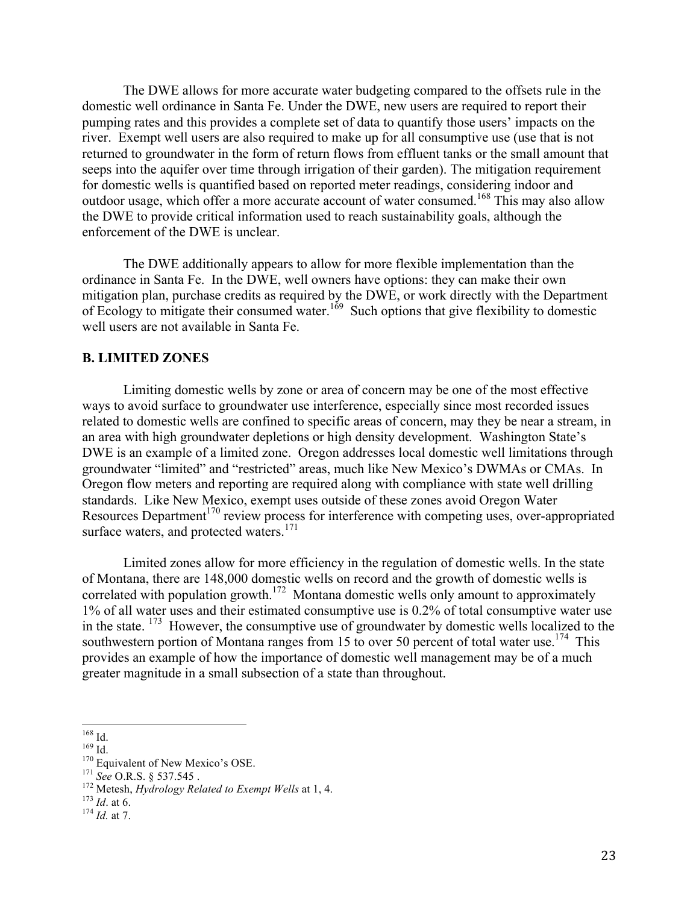The DWE allows for more accurate water budgeting compared to the offsets rule in the domestic well ordinance in Santa Fe. Under the DWE, new users are required to report their pumping rates and this provides a complete set of data to quantify those users' impacts on the river. Exempt well users are also required to make up for all consumptive use (use that is not returned to groundwater in the form of return flows from effluent tanks or the small amount that seeps into the aquifer over time through irrigation of their garden). The mitigation requirement for domestic wells is quantified based on reported meter readings, considering indoor and outdoor usage, which offer a more accurate account of water consumed.[168] This may also allow the DWE to provide critical information used to reach sustainability goals, although the enforcement of the DWE is unclear.

The DWE additionally appears to allow for more flexible implementation than the ordinance in Santa Fe. In the DWE, well owners have options: they can make their own mitigation plan, purchase credits as required by the DWE, or work directly with the Department of Ecology to mitigate their consumed water.[169] Such options that give flexibility to domestic well users are not available in Santa Fe.

### B. LIMITED ZONES

Limiting domestic wells by zone or area of concern may be one of the most effective ways to avoid surface to groundwater use interference, especially since most recorded issues related to domestic wells are confined to specific areas of concern, may they be near a stream, in an area with high groundwater depletions or high density development. Washington State's DWE is an example of a limited zone. Oregon addresses local domestic well limitations through groundwater "limited" and "restricted" areas, much like New Mexico's DWMAs or CMAs. In Oregon flow meters and reporting are required along with compliance with state well drilling standards. Like New Mexico, exempt uses outside of these zones avoid Oregon Water Resources Department[170] review process for interference with competing uses, over-appropriated surface waters, and protected waters.[171]

Limited zones allow for more efficiency in the regulation of domestic wells. In the state of Montana, there are 148,000 domestic wells on record and the growth of domestic wells is correlated with population growth.[172] Montana domestic wells only amount to approximately 1% of all water uses and their estimated consumptive use is 0.2% of total consumptive water use in the state.[173] However, the consumptive use of groundwater by domestic wells localized to the southwestern portion of Montana ranges from 15 to over 50 percent of total water use.[174] This provides an example of how the importance of domestic well management may be of a much greater magnitude in a small subsection of a state than throughout.

---

[168] Id.

[169] Id.

[170] Equivalent of New Mexico's OSE.

[171] *See* O.R.S. § 537.545 .

[172] Metesh, *Hydrology Related to Exempt Wells* at 1, 4.

[173] *Id*. at 6.

[174] *Id.* at 7.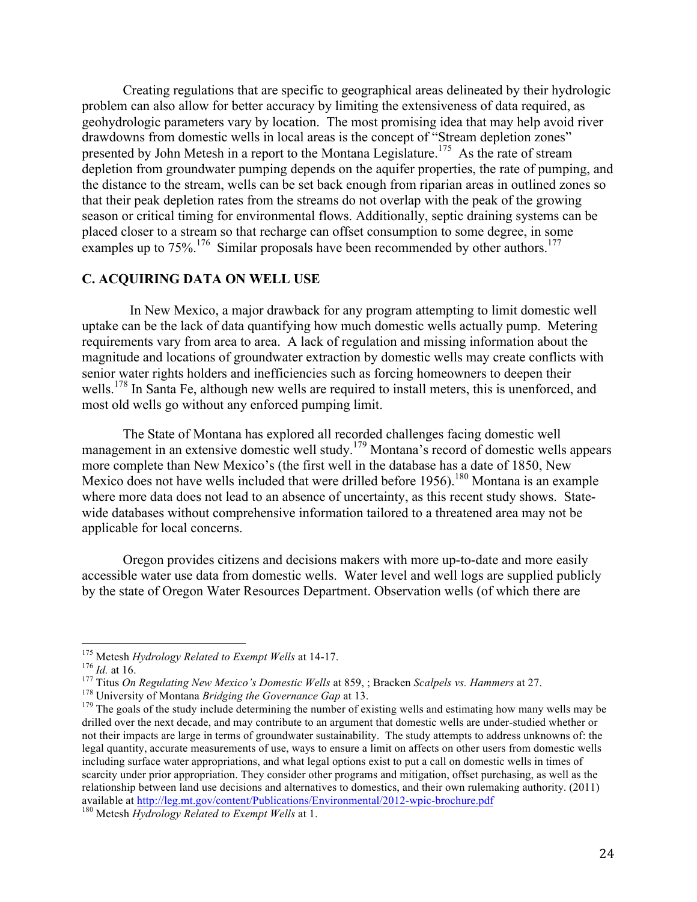Creating regulations that are specific to geographical areas delineated by their hydrologic problem can also allow for better accuracy by limiting the extensiveness of data required, as geohydrologic parameters vary by location. The most promising idea that may help avoid river drawdowns from domestic wells in local areas is the concept of "Stream depletion zones" presented by John Metesh in a report to the Montana Legislature.[175] As the rate of stream depletion from groundwater pumping depends on the aquifer properties, the rate of pumping, and the distance to the stream, wells can be set back enough from riparian areas in outlined zones so that their peak depletion rates from the streams do not overlap with the peak of the growing season or critical timing for environmental flows. Additionally, septic draining systems can be placed closer to a stream so that recharge can offset consumption to some degree, in some examples up to 75%.[176] Similar proposals have been recommended by other authors.[177]

## C. ACQUIRING DATA ON WELL USE

In New Mexico, a major drawback for any program attempting to limit domestic well uptake can be the lack of data quantifying how much domestic wells actually pump. Metering requirements vary from area to area. A lack of regulation and missing information about the magnitude and locations of groundwater extraction by domestic wells may create conflicts with senior water rights holders and inefficiencies such as forcing homeowners to deepen their wells.[178] In Santa Fe, although new wells are required to install meters, this is unenforced, and most old wells go without any enforced pumping limit.

The State of Montana has explored all recorded challenges facing domestic well management in an extensive domestic well study.[179] Montana's record of domestic wells appears more complete than New Mexico's (the first well in the database has a date of 1850, New Mexico does not have wells included that were drilled before 1956).[180] Montana is an example where more data does not lead to an absence of uncertainty, as this recent study shows. State-wide databases without comprehensive information tailored to a threatened area may not be applicable for local concerns.

Oregon provides citizens and decisions makers with more up-to-date and more easily accessible water use data from domestic wells. Water level and well logs are supplied publicly by the state of Oregon Water Resources Department. Observation wells (of which there are

---

[175] Metesh *Hydrology Related to Exempt Wells* at 14-17.

[176] *Id.* at 16.

[177] Titus *On Regulating New Mexico's Domestic Wells* at 859, ; Bracken *Scalpels vs. Hammers* at 27.

[178] University of Montana *Bridging the Governance Gap* at 13.

[179] The goals of the study include determining the number of existing wells and estimating how many wells may be drilled over the next decade, and may contribute to an argument that domestic wells are under-studied whether or not their impacts are large in terms of groundwater sustainability. The study attempts to address unknowns of: the legal quantity, accurate measurements of use, ways to ensure a limit on affects on other users from domestic wells including surface water appropriations, and what legal options exist to put a call on domestic wells in times of scarcity under prior appropriation. They consider other programs and mitigation, offset purchasing, as well as the relationship between land use decisions and alternatives to domestics, and their own rulemaking authority. (2011) available at http://leg.mt.gov/content/Publications/Environmental/2012-wpic-brochure.pdf

[180] Metesh *Hydrology Related to Exempt Wells* at 1.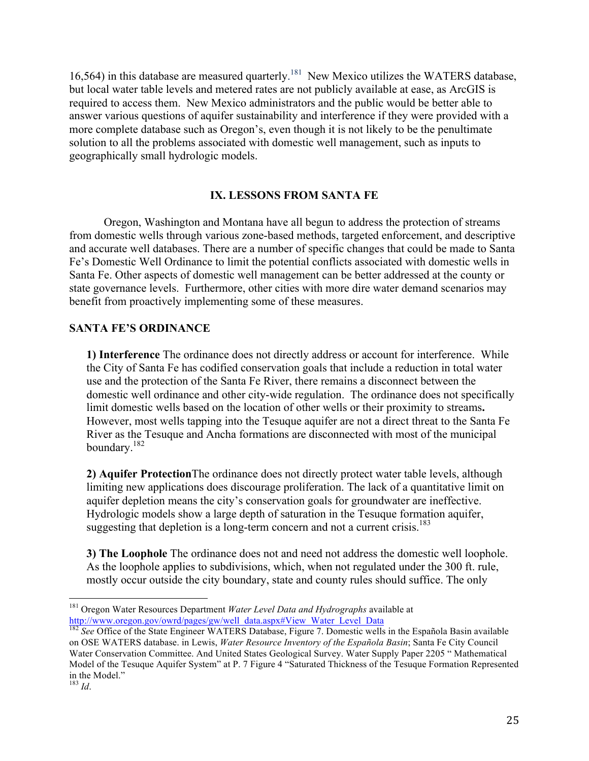16,564) in this database are measured quarterly.[181] New Mexico utilizes the WATERS database, but local water table levels and metered rates are not publicly available at ease, as ArcGIS is required to access them. New Mexico administrators and the public would be better able to answer various questions of aquifer sustainability and interference if they were provided with a more complete database such as Oregon's, even though it is not likely to be the penultimate solution to all the problems associated with domestic well management, such as inputs to geographically small hydrologic models.

## IX. LESSONS FROM SANTA FE

Oregon, Washington and Montana have all begun to address the protection of streams from domestic wells through various zone-based methods, targeted enforcement, and descriptive and accurate well databases. There are a number of specific changes that could be made to Santa Fe's Domestic Well Ordinance to limit the potential conflicts associated with domestic wells in Santa Fe. Other aspects of domestic well management can be better addressed at the county or state governance levels. Furthermore, other cities with more dire water demand scenarios may benefit from proactively implementing some of these measures.

### SANTA FE'S ORDINANCE

**1) Interference** The ordinance does not directly address or account for interference. While the City of Santa Fe has codified conservation goals that include a reduction in total water use and the protection of the Santa Fe River, there remains a disconnect between the domestic well ordinance and other city-wide regulation. The ordinance does not specifically limit domestic wells based on the location of other wells or their proximity to streams**.** However, most wells tapping into the Tesuque aquifer are not a direct threat to the Santa Fe River as the Tesuque and Ancha formations are disconnected with most of the municipal boundary.[182]

**2) Aquifer Protection**The ordinance does not directly protect water table levels, although limiting new applications does discourage proliferation. The lack of a quantitative limit on aquifer depletion means the city's conservation goals for groundwater are ineffective. Hydrologic models show a large depth of saturation in the Tesuque formation aquifer, suggesting that depletion is a long-term concern and not a current crisis.[183]

**3) The Loophole** The ordinance does not and need not address the domestic well loophole. As the loophole applies to subdivisions, which, when not regulated under the 300 ft. rule, mostly occur outside the city boundary, state and county rules should suffice. The only

---

[181] Oregon Water Resources Department *Water Level Data and Hydrographs* available at http://www.oregon.gov/owrd/pages/gw/well_data.aspx#View_Water_Level_Data

[182] *See* Office of the State Engineer WATERS Database, Figure 7. Domestic wells in the Española Basin available on OSE WATERS database. in Lewis, *Water Resource Inventory of the Española Basin*; Santa Fe City Council Water Conservation Committee. And United States Geological Survey. Water Supply Paper 2205 " Mathematical Model of the Tesuque Aquifer System" at P. 7 Figure 4 "Saturated Thickness of the Tesuque Formation Represented in the Model."

[183] *Id*.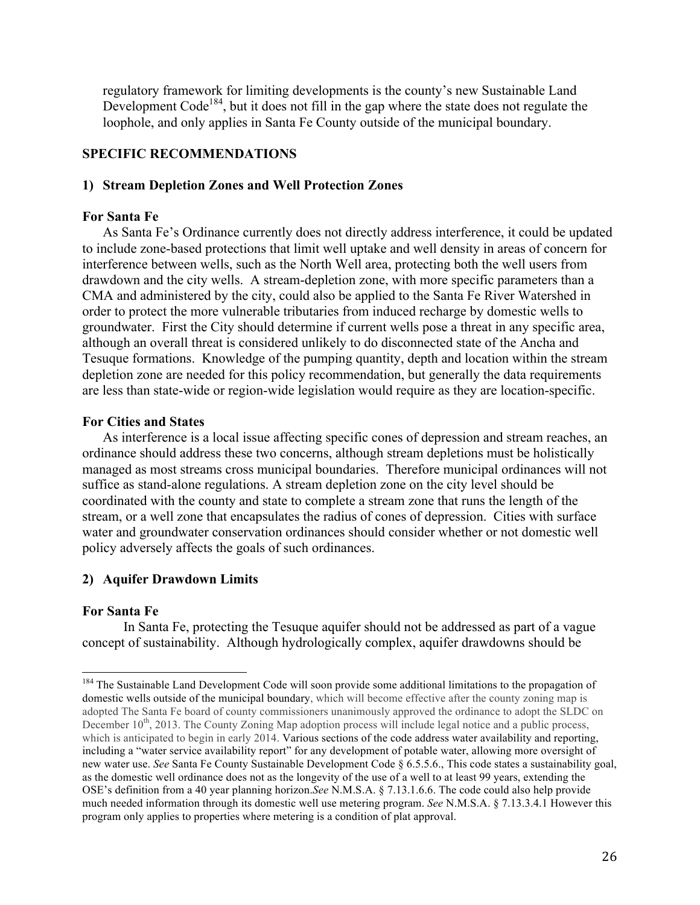regulatory framework for limiting developments is the county's new Sustainable Land Development Code[184], but it does not fill in the gap where the state does not regulate the loophole, and only applies in Santa Fe County outside of the municipal boundary.

## SPECIFIC RECOMMENDATIONS

### 1) Stream Depletion Zones and Well Protection Zones

**For Santa Fe**

As Santa Fe's Ordinance currently does not directly address interference, it could be updated to include zone-based protections that limit well uptake and well density in areas of concern for interference between wells, such as the North Well area, protecting both the well users from drawdown and the city wells. A stream-depletion zone, with more specific parameters than a CMA and administered by the city, could also be applied to the Santa Fe River Watershed in order to protect the more vulnerable tributaries from induced recharge by domestic wells to groundwater. First the City should determine if current wells pose a threat in any specific area, although an overall threat is considered unlikely to do disconnected state of the Ancha and Tesuque formations. Knowledge of the pumping quantity, depth and location within the stream depletion zone are needed for this policy recommendation, but generally the data requirements are less than state-wide or region-wide legislation would require as they are location-specific.

**For Cities and States**

As interference is a local issue affecting specific cones of depression and stream reaches, an ordinance should address these two concerns, although stream depletions must be holistically managed as most streams cross municipal boundaries. Therefore municipal ordinances will not suffice as stand-alone regulations. A stream depletion zone on the city level should be coordinated with the county and state to complete a stream zone that runs the length of the stream, or a well zone that encapsulates the radius of cones of depression. Cities with surface water and groundwater conservation ordinances should consider whether or not domestic well policy adversely affects the goals of such ordinances.

### 2) Aquifer Drawdown Limits

**For Santa Fe**

In Santa Fe, protecting the Tesuque aquifer should not be addressed as part of a vague concept of sustainability. Although hydrologically complex, aquifer drawdowns should be

---

[184] The Sustainable Land Development Code will soon provide some additional limitations to the propagation of domestic wells outside of the municipal boundary, which will become effective after the county zoning map is adopted The Santa Fe board of county commissioners unanimously approved the ordinance to adopt the SLDC on December 10th, 2013. The County Zoning Map adoption process will include legal notice and a public process, which is anticipated to begin in early 2014. Various sections of the code address water availability and reporting, including a "water service availability report" for any development of potable water, allowing more oversight of new water use. *See* Santa Fe County Sustainable Development Code § 6.5.5.6., This code states a sustainability goal, as the domestic well ordinance does not as the longevity of the use of a well to at least 99 years, extending the OSE's definition from a 40 year planning horizon.*See* N.M.S.A. § 7.13.1.6.6. The code could also help provide much needed information through its domestic well use metering program. *See* N.M.S.A. § 7.13.3.4.1 However this program only applies to properties where metering is a condition of plat approval.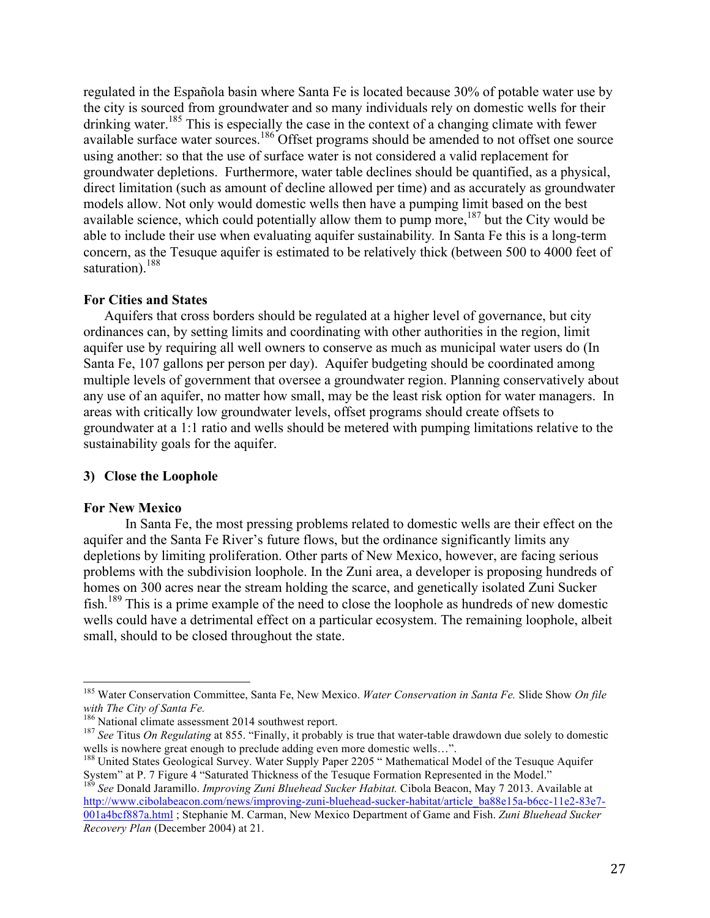regulated in the Española basin where Santa Fe is located because 30% of potable water use by the city is sourced from groundwater and so many individuals rely on domestic wells for their drinking water.[185] This is especially the case in the context of a changing climate with fewer available surface water sources.[186] Offset programs should be amended to not offset one source using another: so that the use of surface water is not considered a valid replacement for groundwater depletions. Furthermore, water table declines should be quantified, as a physical, direct limitation (such as amount of decline allowed per time) and as accurately as groundwater models allow. Not only would domestic wells then have a pumping limit based on the best available science, which could potentially allow them to pump more,[187] but the City would be able to include their use when evaluating aquifer sustainability. In Santa Fe this is a long-term concern, as the Tesuque aquifer is estimated to be relatively thick (between 500 to 4000 feet of saturation).[188]

**For Cities and States**

Aquifers that cross borders should be regulated at a higher level of governance, but city ordinances can, by setting limits and coordinating with other authorities in the region, limit aquifer use by requiring all well owners to conserve as much as municipal water users do (In Santa Fe, 107 gallons per person per day). Aquifer budgeting should be coordinated among multiple levels of government that oversee a groundwater region. Planning conservatively about any use of an aquifer, no matter how small, may be the least risk option for water managers. In areas with critically low groundwater levels, offset programs should create offsets to groundwater at a 1:1 ratio and wells should be metered with pumping limitations relative to the sustainability goals for the aquifer.

### 3) Close the Loophole

**For New Mexico**

In Santa Fe, the most pressing problems related to domestic wells are their effect on the aquifer and the Santa Fe River's future flows, but the ordinance significantly limits any depletions by limiting proliferation. Other parts of New Mexico, however, are facing serious problems with the subdivision loophole. In the Zuni area, a developer is proposing hundreds of homes on 300 acres near the stream holding the scarce, and genetically isolated Zuni Sucker fish.[189] This is a prime example of the need to close the loophole as hundreds of new domestic wells could have a detrimental effect on a particular ecosystem. The remaining loophole, albeit small, should to be closed throughout the state.

---

[185] Water Conservation Committee, Santa Fe, New Mexico. *Water Conservation in Santa Fe.* Slide Show *On file with The City of Santa Fe.*

[186] National climate assessment 2014 southwest report.

[187] *See* Titus *On Regulating* at 855. "Finally, it probably is true that water-table drawdown due solely to domestic wells is nowhere great enough to preclude adding even more domestic wells…".

[188] United States Geological Survey. Water Supply Paper 2205 " Mathematical Model of the Tesuque Aquifer System" at P. 7 Figure 4 "Saturated Thickness of the Tesuque Formation Represented in the Model."

[189] *See* Donald Jaramillo. *Improving Zuni Bluehead Sucker Habitat.* Cibola Beacon, May 7 2013. Available at http://www.cibolabeacon.com/news/improving-zuni-bluehead-sucker-habitat/article_ba88e15a-b6cc-11e2-83e7-001a4bcf887a.html ; Stephanie M. Carman, New Mexico Department of Game and Fish. *Zuni Bluehead Sucker Recovery Plan* (December 2004) at 21.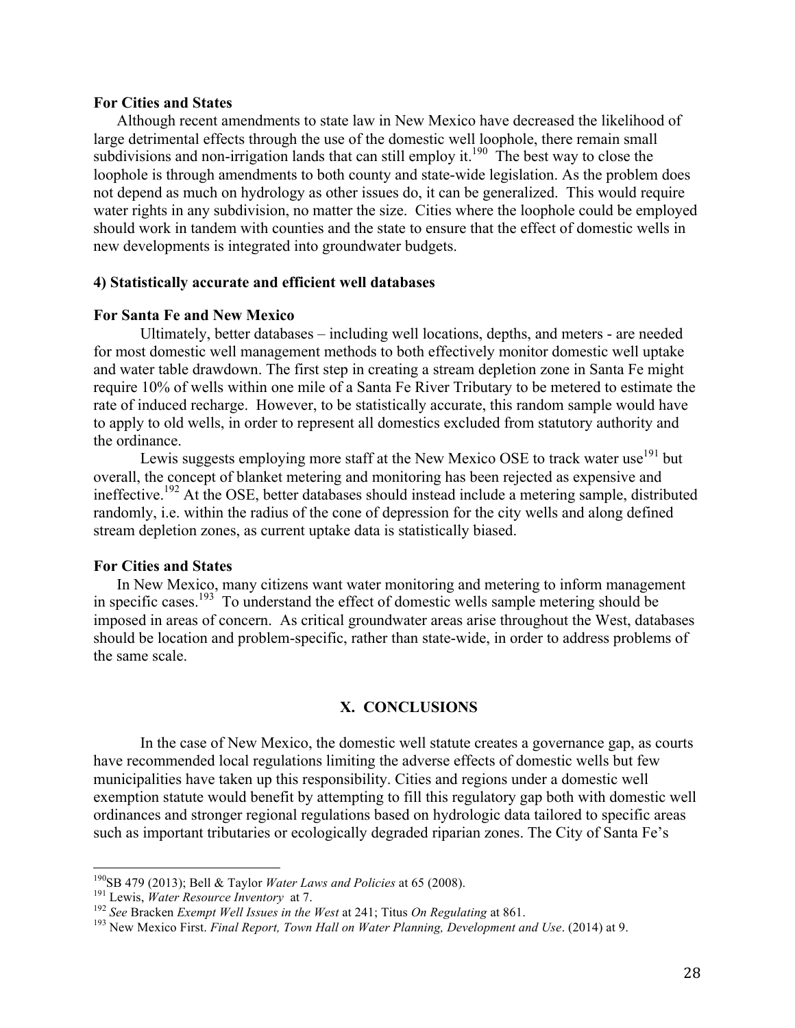**For Cities and States**

Although recent amendments to state law in New Mexico have decreased the likelihood of large detrimental effects through the use of the domestic well loophole, there remain small subdivisions and non-irrigation lands that can still employ it.[190] The best way to close the loophole is through amendments to both county and state-wide legislation. As the problem does not depend as much on hydrology as other issues do, it can be generalized. This would require water rights in any subdivision, no matter the size. Cities where the loophole could be employed should work in tandem with counties and the state to ensure that the effect of domestic wells in new developments is integrated into groundwater budgets.

**4) Statistically accurate and efficient well databases**

**For Santa Fe and New Mexico**

Ultimately, better databases – including well locations, depths, and meters - are needed for most domestic well management methods to both effectively monitor domestic well uptake and water table drawdown. The first step in creating a stream depletion zone in Santa Fe might require 10% of wells within one mile of a Santa Fe River Tributary to be metered to estimate the rate of induced recharge. However, to be statistically accurate, this random sample would have to apply to old wells, in order to represent all domestics excluded from statutory authority and the ordinance.

Lewis suggests employing more staff at the New Mexico OSE to track water use[191] but overall, the concept of blanket metering and monitoring has been rejected as expensive and ineffective.[192] At the OSE, better databases should instead include a metering sample, distributed randomly, i.e. within the radius of the cone of depression for the city wells and along defined stream depletion zones, as current uptake data is statistically biased.

**For Cities and States**

In New Mexico, many citizens want water monitoring and metering to inform management in specific cases.[193] To understand the effect of domestic wells sample metering should be imposed in areas of concern. As critical groundwater areas arise throughout the West, databases should be location and problem-specific, rather than state-wide, in order to address problems of the same scale.

## X. CONCLUSIONS

In the case of New Mexico, the domestic well statute creates a governance gap, as courts have recommended local regulations limiting the adverse effects of domestic wells but few municipalities have taken up this responsibility. Cities and regions under a domestic well exemption statute would benefit by attempting to fill this regulatory gap both with domestic well ordinances and stronger regional regulations based on hydrologic data tailored to specific areas such as important tributaries or ecologically degraded riparian zones. The City of Santa Fe's

---

[190] SB 479 (2013); Bell & Taylor *Water Laws and Policies* at 65 (2008).

[191] Lewis, *Water Resource Inventory* at 7.

[192] *See* Bracken *Exempt Well Issues in the West* at 241; Titus *On Regulating* at 861.

[193] New Mexico First. *Final Report, Town Hall on Water Planning, Development and Use*. (2014) at 9.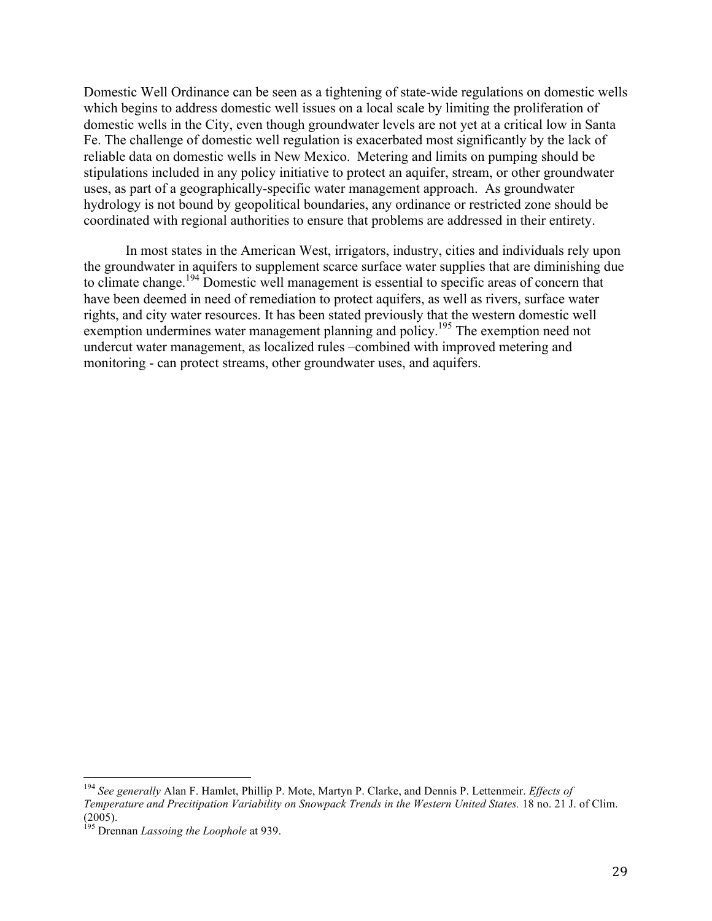Domestic Well Ordinance can be seen as a tightening of state-wide regulations on domestic wells which begins to address domestic well issues on a local scale by limiting the proliferation of domestic wells in the City, even though groundwater levels are not yet at a critical low in Santa Fe. The challenge of domestic well regulation is exacerbated most significantly by the lack of reliable data on domestic wells in New Mexico. Metering and limits on pumping should be stipulations included in any policy initiative to protect an aquifer, stream, or other groundwater uses, as part of a geographically-specific water management approach. As groundwater hydrology is not bound by geopolitical boundaries, any ordinance or restricted zone should be coordinated with regional authorities to ensure that problems are addressed in their entirety.

In most states in the American West, irrigators, industry, cities and individuals rely upon the groundwater in aquifers to supplement scarce surface water supplies that are diminishing due to climate change.[194] Domestic well management is essential to specific areas of concern that have been deemed in need of remediation to protect aquifers, as well as rivers, surface water rights, and city water resources. It has been stated previously that the western domestic well exemption undermines water management planning and policy.[195] The exemption need not undercut water management, as localized rules –combined with improved metering and monitoring - can protect streams, other groundwater uses, and aquifers.

---

[194] *See generally* Alan F. Hamlet, Phillip P. Mote, Martyn P. Clarke, and Dennis P. Lettenmeir. *Effects of Temperature and Precitipation Variability on Snowpack Trends in the Western United States.* 18 no. 21 J. of Clim. (2005).

[195] Drennan *Lassoing the Loophole* at 939.